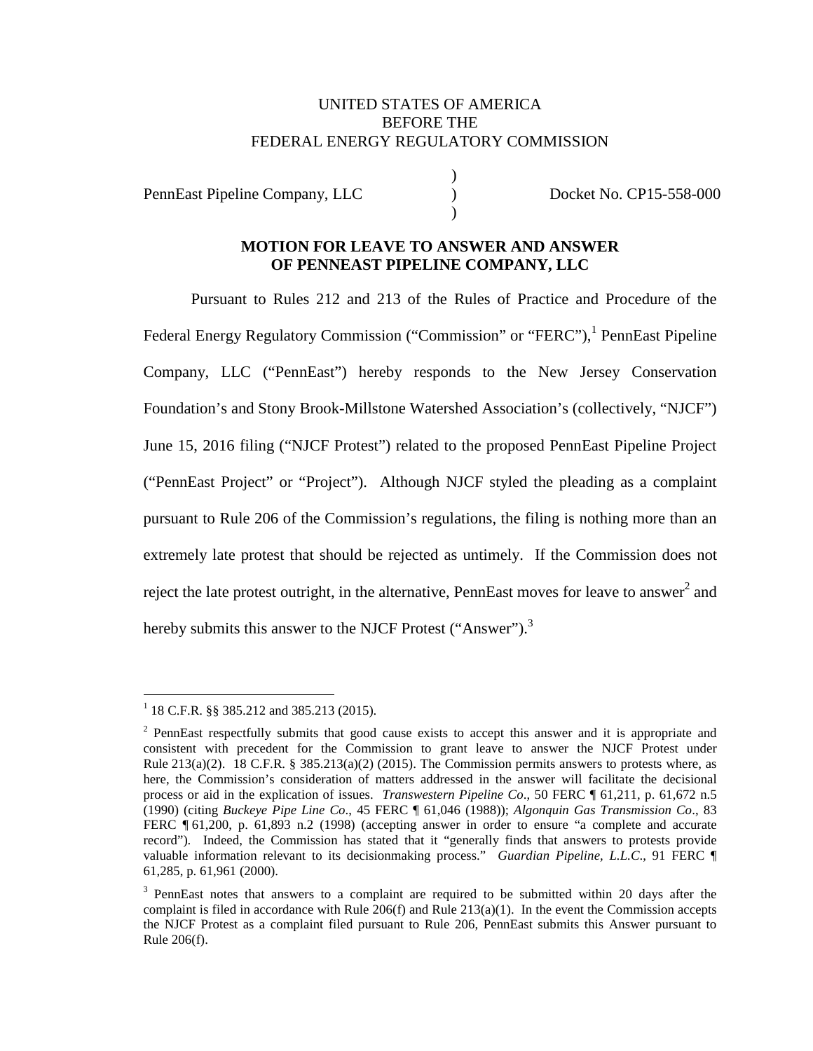UNITED STATES OF AMERICA
BEFORE THE
FEDERAL ENERGY REGULATORY COMMISSION

| | | |
|---|---|---|
| PennEast Pipeline Company, LLC | ) | Docket No. CP15-558-000 |

**MOTION FOR LEAVE TO ANSWER AND ANSWER OF PENNEAST PIPELINE COMPANY, LLC**

Pursuant to Rules 212 and 213 of the Rules of Practice and Procedure of the Federal Energy Regulatory Commission ("Commission" or "FERC"),[1] PennEast Pipeline Company, LLC ("PennEast") hereby responds to the New Jersey Conservation Foundation's and Stony Brook-Millstone Watershed Association's (collectively, "NJCF") June 15, 2016 filing ("NJCF Protest") related to the proposed PennEast Pipeline Project ("PennEast Project" or "Project"). Although NJCF styled the pleading as a complaint pursuant to Rule 206 of the Commission's regulations, the filing is nothing more than an extremely late protest that should be rejected as untimely. If the Commission does not reject the late protest outright, in the alternative, PennEast moves for leave to answer[2] and hereby submits this answer to the NJCF Protest ("Answer").[3]

---

[1] 18 C.F.R. §§ 385.212 and 385.213 (2015).

[2] PennEast respectfully submits that good cause exists to accept this answer and it is appropriate and consistent with precedent for the Commission to grant leave to answer the NJCF Protest under Rule 213(a)(2). 18 C.F.R. § 385.213(a)(2) (2015). The Commission permits answers to protests where, as here, the Commission's consideration of matters addressed in the answer will facilitate the decisional process or aid in the explication of issues. *Transwestern Pipeline Co*., 50 FERC ¶ 61,211, p. 61,672 n.5 (1990) (citing *Buckeye Pipe Line Co*., 45 FERC ¶ 61,046 (1988)); *Algonquin Gas Transmission Co*., 83 FERC ¶ 61,200, p. 61,893 n.2 (1998) (accepting answer in order to ensure "a complete and accurate record"). Indeed, the Commission has stated that it "generally finds that answers to protests provide valuable information relevant to its decisionmaking process." *Guardian Pipeline, L.L.C*., 91 FERC ¶ 61,285, p. 61,961 (2000).

[3] PennEast notes that answers to a complaint are required to be submitted within 20 days after the complaint is filed in accordance with Rule 206(f) and Rule 213(a)(1). In the event the Commission accepts the NJCF Protest as a complaint filed pursuant to Rule 206, PennEast submits this Answer pursuant to Rule 206(f).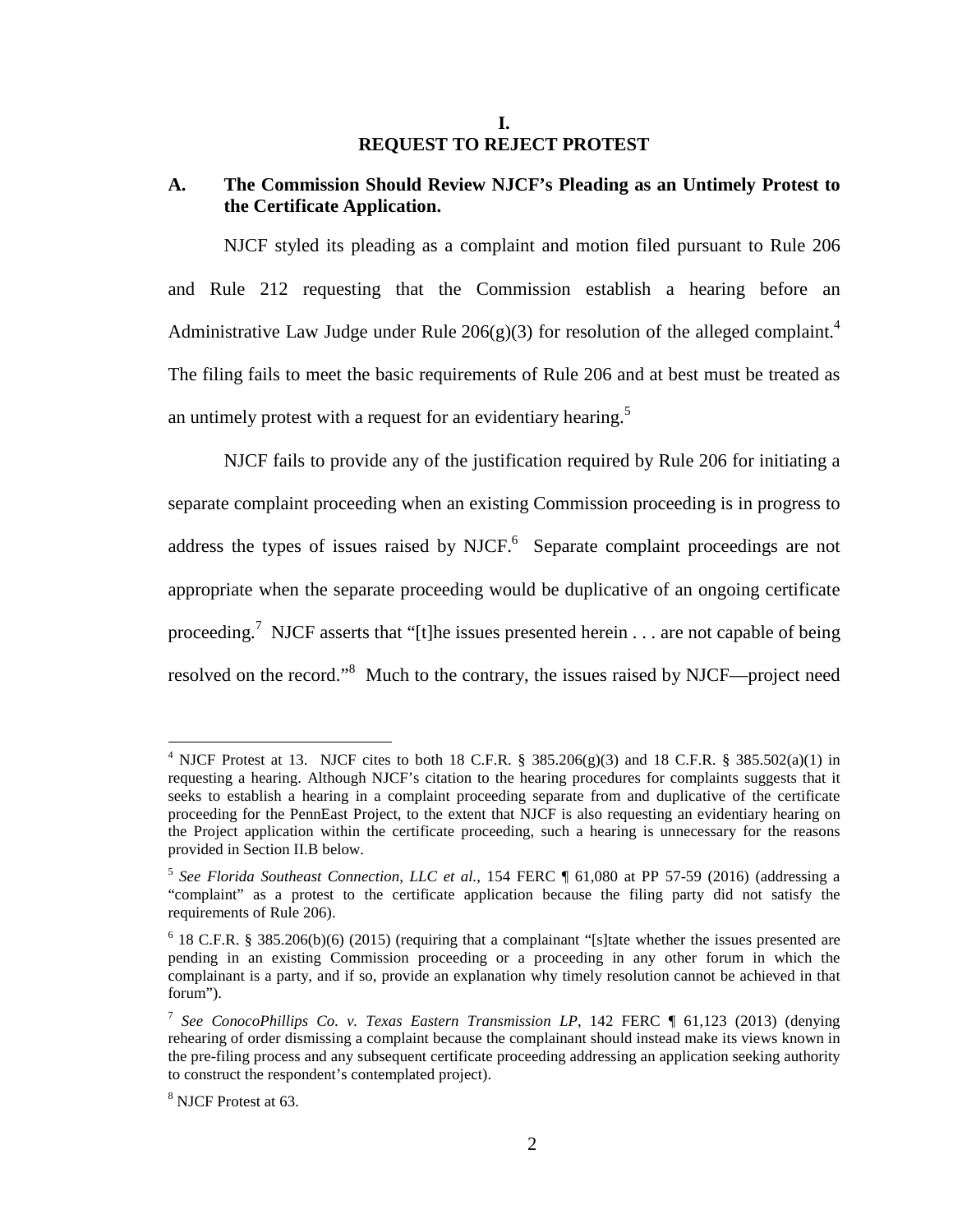# I.
# REQUEST TO REJECT PROTEST

## A. The Commission Should Review NJCF's Pleading as an Untimely Protest to the Certificate Application.

NJCF styled its pleading as a complaint and motion filed pursuant to Rule 206 and Rule 212 requesting that the Commission establish a hearing before an Administrative Law Judge under Rule 206(g)(3) for resolution of the alleged complaint.[4] The filing fails to meet the basic requirements of Rule 206 and at best must be treated as an untimely protest with a request for an evidentiary hearing.[5]

NJCF fails to provide any of the justification required by Rule 206 for initiating a separate complaint proceeding when an existing Commission proceeding is in progress to address the types of issues raised by NJCF.[6] Separate complaint proceedings are not appropriate when the separate proceeding would be duplicative of an ongoing certificate proceeding.[7] NJCF asserts that "[t]he issues presented herein . . . are not capable of being resolved on the record."[8] Much to the contrary, the issues raised by NJCF—project need

---

[4] NJCF Protest at 13. NJCF cites to both 18 C.F.R. § 385.206(g)(3) and 18 C.F.R. § 385.502(a)(1) in requesting a hearing. Although NJCF's citation to the hearing procedures for complaints suggests that it seeks to establish a hearing in a complaint proceeding separate from and duplicative of the certificate proceeding for the PennEast Project, to the extent that NJCF is also requesting an evidentiary hearing on the Project application within the certificate proceeding, such a hearing is unnecessary for the reasons provided in Section II.B below.

[5] *See Florida Southeast Connection, LLC et al.*, 154 FERC ¶ 61,080 at PP 57-59 (2016) (addressing a "complaint" as a protest to the certificate application because the filing party did not satisfy the requirements of Rule 206).

[6] 18 C.F.R. § 385.206(b)(6) (2015) (requiring that a complainant "[s]tate whether the issues presented are pending in an existing Commission proceeding or a proceeding in any other forum in which the complainant is a party, and if so, provide an explanation why timely resolution cannot be achieved in that forum").

[7] *See ConocoPhillips Co. v. Texas Eastern Transmission LP*, 142 FERC ¶ 61,123 (2013) (denying rehearing of order dismissing a complaint because the complainant should instead make its views known in the pre-filing process and any subsequent certificate proceeding addressing an application seeking authority to construct the respondent's contemplated project).

[8] NJCF Protest at 63.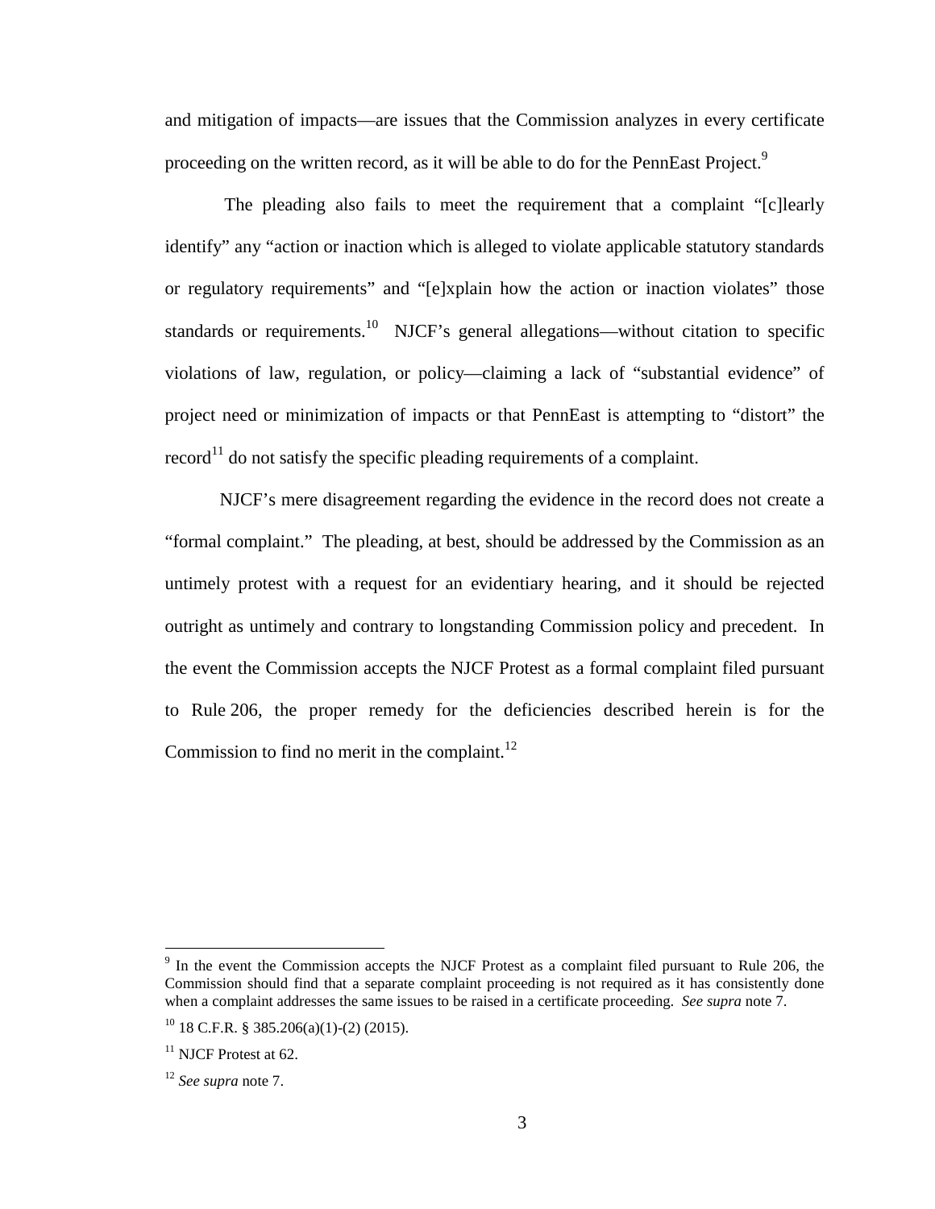and mitigation of impacts—are issues that the Commission analyzes in every certificate proceeding on the written record, as it will be able to do for the PennEast Project.[9]

The pleading also fails to meet the requirement that a complaint "[c]learly identify" any "action or inaction which is alleged to violate applicable statutory standards or regulatory requirements" and "[e]xplain how the action or inaction violates" those standards or requirements.[10] NJCF's general allegations—without citation to specific violations of law, regulation, or policy—claiming a lack of "substantial evidence" of project need or minimization of impacts or that PennEast is attempting to "distort" the record[11] do not satisfy the specific pleading requirements of a complaint.

NJCF's mere disagreement regarding the evidence in the record does not create a "formal complaint." The pleading, at best, should be addressed by the Commission as an untimely protest with a request for an evidentiary hearing, and it should be rejected outright as untimely and contrary to longstanding Commission policy and precedent. In the event the Commission accepts the NJCF Protest as a formal complaint filed pursuant to Rule 206, the proper remedy for the deficiencies described herein is for the Commission to find no merit in the complaint.[12]

---

[9] In the event the Commission accepts the NJCF Protest as a complaint filed pursuant to Rule 206, the Commission should find that a separate complaint proceeding is not required as it has consistently done when a complaint addresses the same issues to be raised in a certificate proceeding. *See supra* note 7.

[10] 18 C.F.R. § 385.206(a)(1)-(2) (2015).

[11] NJCF Protest at 62.

[12] *See supra* note 7.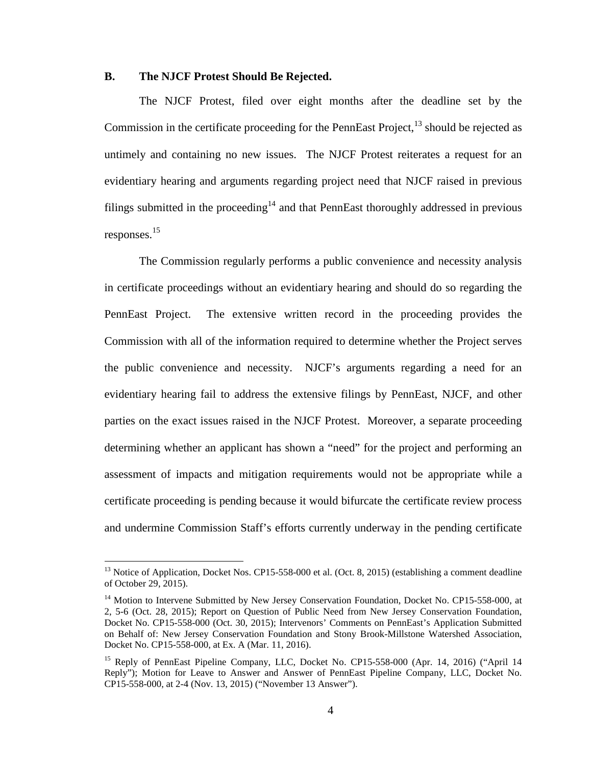### B. The NJCF Protest Should Be Rejected.

The NJCF Protest, filed over eight months after the deadline set by the Commission in the certificate proceeding for the PennEast Project,[13] should be rejected as untimely and containing no new issues. The NJCF Protest reiterates a request for an evidentiary hearing and arguments regarding project need that NJCF raised in previous filings submitted in the proceeding[14] and that PennEast thoroughly addressed in previous responses.[15]

The Commission regularly performs a public convenience and necessity analysis in certificate proceedings without an evidentiary hearing and should do so regarding the PennEast Project. The extensive written record in the proceeding provides the Commission with all of the information required to determine whether the Project serves the public convenience and necessity. NJCF's arguments regarding a need for an evidentiary hearing fail to address the extensive filings by PennEast, NJCF, and other parties on the exact issues raised in the NJCF Protest. Moreover, a separate proceeding determining whether an applicant has shown a "need" for the project and performing an assessment of impacts and mitigation requirements would not be appropriate while a certificate proceeding is pending because it would bifurcate the certificate review process and undermine Commission Staff's efforts currently underway in the pending certificate

---

[13] Notice of Application, Docket Nos. CP15-558-000 et al. (Oct. 8, 2015) (establishing a comment deadline of October 29, 2015).

[14] Motion to Intervene Submitted by New Jersey Conservation Foundation, Docket No. CP15-558-000, at 2, 5-6 (Oct. 28, 2015); Report on Question of Public Need from New Jersey Conservation Foundation, Docket No. CP15-558-000 (Oct. 30, 2015); Intervenors' Comments on PennEast's Application Submitted on Behalf of: New Jersey Conservation Foundation and Stony Brook-Millstone Watershed Association, Docket No. CP15-558-000, at Ex. A (Mar. 11, 2016).

[15] Reply of PennEast Pipeline Company, LLC, Docket No. CP15-558-000 (Apr. 14, 2016) ("April 14 Reply"); Motion for Leave to Answer and Answer of PennEast Pipeline Company, LLC, Docket No. CP15-558-000, at 2-4 (Nov. 13, 2015) ("November 13 Answer").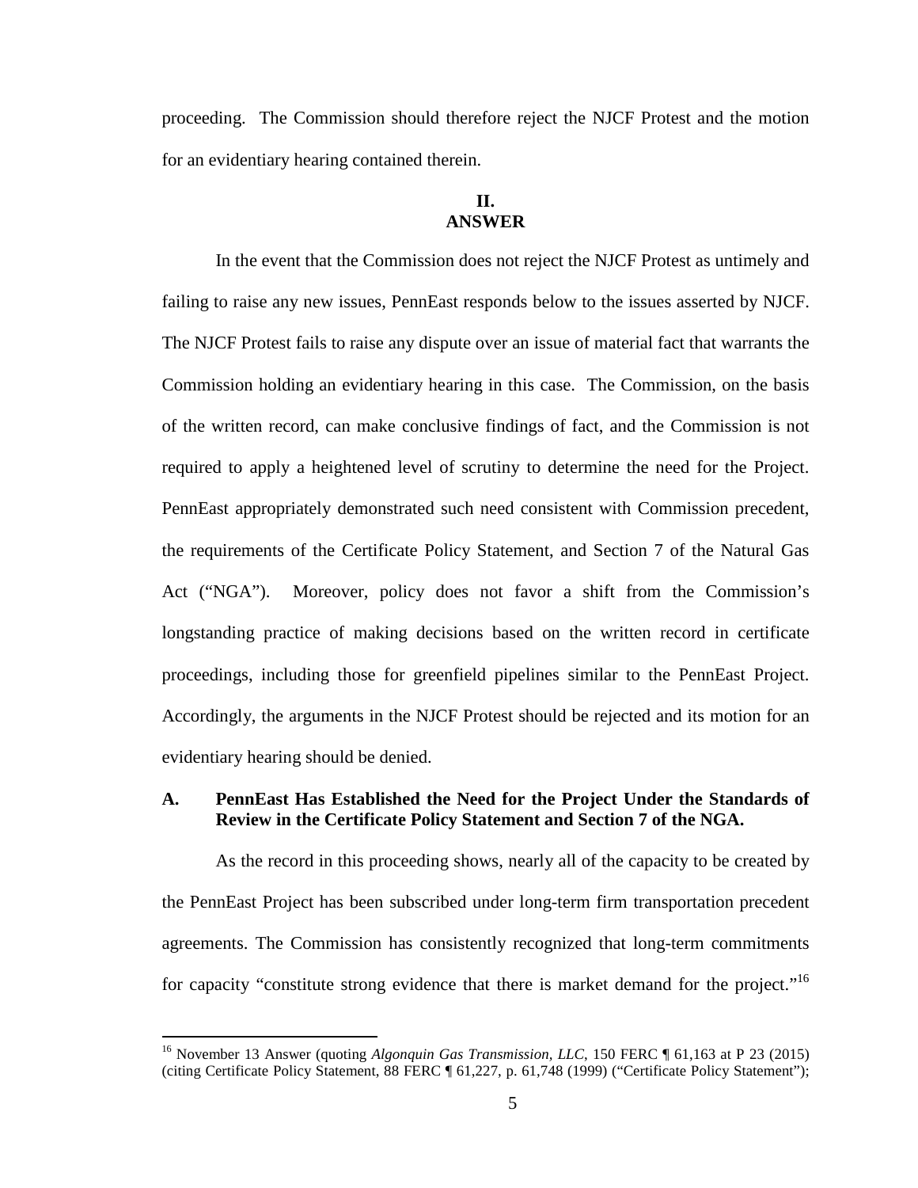proceeding. The Commission should therefore reject the NJCF Protest and the motion for an evidentiary hearing contained therein.

## II.
## ANSWER

In the event that the Commission does not reject the NJCF Protest as untimely and failing to raise any new issues, PennEast responds below to the issues asserted by NJCF. The NJCF Protest fails to raise any dispute over an issue of material fact that warrants the Commission holding an evidentiary hearing in this case. The Commission, on the basis of the written record, can make conclusive findings of fact, and the Commission is not required to apply a heightened level of scrutiny to determine the need for the Project. PennEast appropriately demonstrated such need consistent with Commission precedent, the requirements of the Certificate Policy Statement, and Section 7 of the Natural Gas Act ("NGA"). Moreover, policy does not favor a shift from the Commission's longstanding practice of making decisions based on the written record in certificate proceedings, including those for greenfield pipelines similar to the PennEast Project. Accordingly, the arguments in the NJCF Protest should be rejected and its motion for an evidentiary hearing should be denied.

### A. PennEast Has Established the Need for the Project Under the Standards of Review in the Certificate Policy Statement and Section 7 of the NGA.

As the record in this proceeding shows, nearly all of the capacity to be created by the PennEast Project has been subscribed under long-term firm transportation precedent agreements. The Commission has consistently recognized that long-term commitments for capacity "constitute strong evidence that there is market demand for the project."[16]

---

[16] November 13 Answer (quoting *Algonquin Gas Transmission, LLC*, 150 FERC ¶ 61,163 at P 23 (2015) (citing Certificate Policy Statement, 88 FERC ¶ 61,227, p. 61,748 (1999) ("Certificate Policy Statement");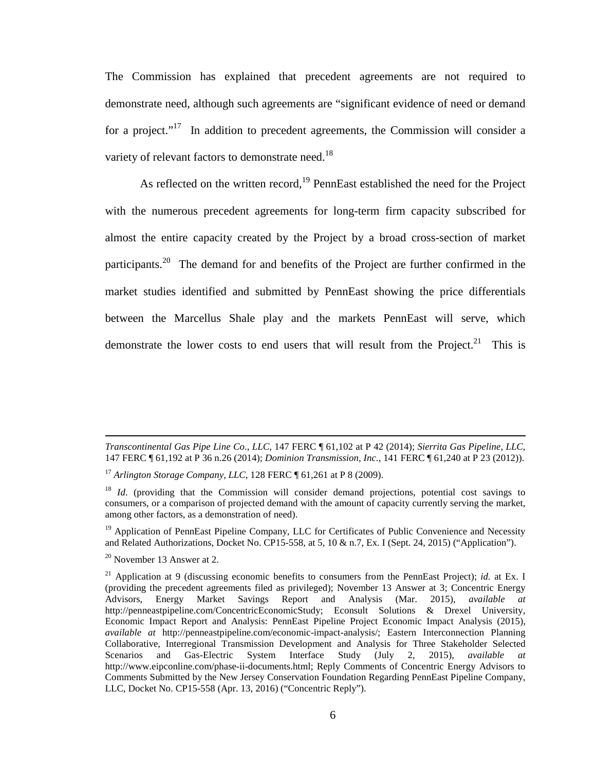The Commission has explained that precedent agreements are not required to demonstrate need, although such agreements are "significant evidence of need or demand for a project."[17] In addition to precedent agreements, the Commission will consider a variety of relevant factors to demonstrate need.[18]

As reflected on the written record,[19] PennEast established the need for the Project with the numerous precedent agreements for long-term firm capacity subscribed for almost the entire capacity created by the Project by a broad cross-section of market participants.[20] The demand for and benefits of the Project are further confirmed in the market studies identified and submitted by PennEast showing the price differentials between the Marcellus Shale play and the markets PennEast will serve, which demonstrate the lower costs to end users that will result from the Project.[21] This is

---

*Transcontinental Gas Pipe Line Co*., *LLC*, 147 FERC ¶ 61,102 at P 42 (2014); *Sierrita Gas Pipeline, LLC*, 147 FERC ¶ 61,192 at P 36 n.26 (2014); *Dominion Transmission, Inc.*, 141 FERC ¶ 61,240 at P 23 (2012)).

[17] *Arlington Storage Company, LLC*, 128 FERC ¶ 61,261 at P 8 (2009).

[18] *Id*. (providing that the Commission will consider demand projections, potential cost savings to consumers, or a comparison of projected demand with the amount of capacity currently serving the market, among other factors, as a demonstration of need).

[19] Application of PennEast Pipeline Company, LLC for Certificates of Public Convenience and Necessity and Related Authorizations, Docket No. CP15-558, at 5, 10 & n.7, Ex. I (Sept. 24, 2015) ("Application").

[20] November 13 Answer at 2.

[21] Application at 9 (discussing economic benefits to consumers from the PennEast Project); *id.* at Ex. I (providing the precedent agreements filed as privileged); November 13 Answer at 3; Concentric Energy Advisors, Energy Market Savings Report and Analysis (Mar. 2015), *available at* http://penneastpipeline.com/ConcentricEconomicStudy; Econsult Solutions & Drexel University, Economic Impact Report and Analysis: PennEast Pipeline Project Economic Impact Analysis (2015), *available at* http://penneastpipeline.com/economic-impact-analysis/; Eastern Interconnection Planning Collaborative, Interregional Transmission Development and Analysis for Three Stakeholder Selected Scenarios and Gas-Electric System Interface Study (July 2, 2015), *available at* http://www.eipconline.com/phase-ii-documents.html; Reply Comments of Concentric Energy Advisors to Comments Submitted by the New Jersey Conservation Foundation Regarding PennEast Pipeline Company, LLC, Docket No. CP15-558 (Apr. 13, 2016) ("Concentric Reply").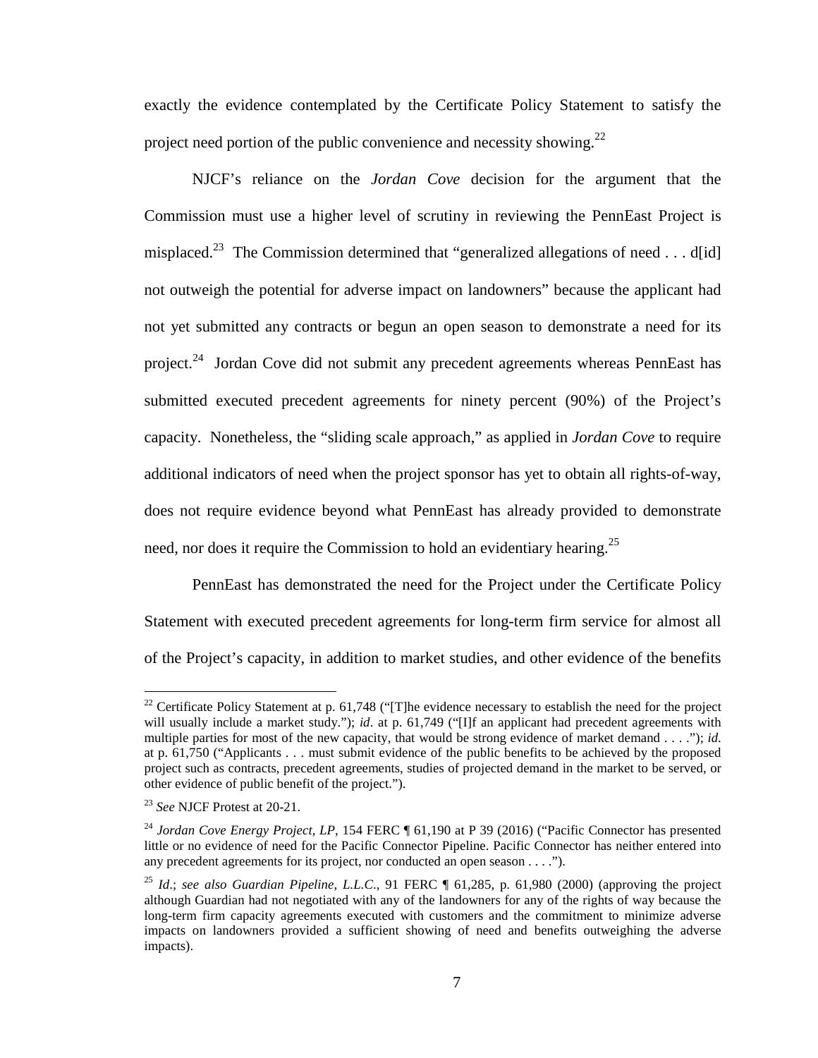exactly the evidence contemplated by the Certificate Policy Statement to satisfy the project need portion of the public convenience and necessity showing.[22]

NJCF's reliance on the *Jordan Cove* decision for the argument that the Commission must use a higher level of scrutiny in reviewing the PennEast Project is misplaced.[23] The Commission determined that "generalized allegations of need . . . d[id] not outweigh the potential for adverse impact on landowners" because the applicant had not yet submitted any contracts or begun an open season to demonstrate a need for its project.[24] Jordan Cove did not submit any precedent agreements whereas PennEast has submitted executed precedent agreements for ninety percent (90%) of the Project's capacity. Nonetheless, the "sliding scale approach," as applied in *Jordan Cove* to require additional indicators of need when the project sponsor has yet to obtain all rights-of-way, does not require evidence beyond what PennEast has already provided to demonstrate need, nor does it require the Commission to hold an evidentiary hearing.[25]

PennEast has demonstrated the need for the Project under the Certificate Policy Statement with executed precedent agreements for long-term firm service for almost all of the Project's capacity, in addition to market studies, and other evidence of the benefits

---

[22] Certificate Policy Statement at p. 61,748 ("[T]he evidence necessary to establish the need for the project will usually include a market study."); *id*. at p. 61,749 ("[I]f an applicant had precedent agreements with multiple parties for most of the new capacity, that would be strong evidence of market demand . . . ."); *id*. at p. 61,750 ("Applicants . . . must submit evidence of the public benefits to be achieved by the proposed project such as contracts, precedent agreements, studies of projected demand in the market to be served, or other evidence of public benefit of the project.").

[23] *See* NJCF Protest at 20-21.

[24] *Jordan Cove Energy Project, LP*, 154 FERC ¶ 61,190 at P 39 (2016) ("Pacific Connector has presented little or no evidence of need for the Pacific Connector Pipeline. Pacific Connector has neither entered into any precedent agreements for its project, nor conducted an open season . . . .").

[25] *Id*.; *see also Guardian Pipeline, L.L.C.*, 91 FERC ¶ 61,285, p. 61,980 (2000) (approving the project although Guardian had not negotiated with any of the landowners for any of the rights of way because the long-term firm capacity agreements executed with customers and the commitment to minimize adverse impacts on landowners provided a sufficient showing of need and benefits outweighing the adverse impacts).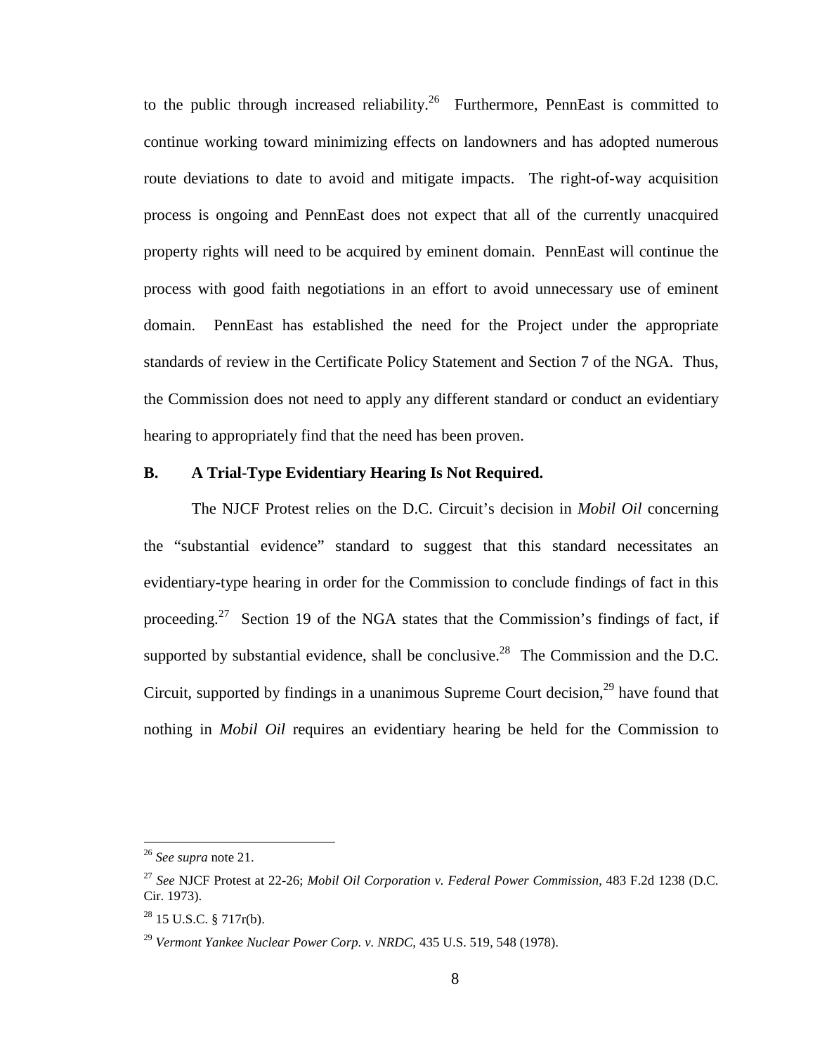to the public through increased reliability.[26] Furthermore, PennEast is committed to continue working toward minimizing effects on landowners and has adopted numerous route deviations to date to avoid and mitigate impacts. The right-of-way acquisition process is ongoing and PennEast does not expect that all of the currently unacquired property rights will need to be acquired by eminent domain. PennEast will continue the process with good faith negotiations in an effort to avoid unnecessary use of eminent domain. PennEast has established the need for the Project under the appropriate standards of review in the Certificate Policy Statement and Section 7 of the NGA. Thus, the Commission does not need to apply any different standard or conduct an evidentiary hearing to appropriately find that the need has been proven.

### B. A Trial-Type Evidentiary Hearing Is Not Required.

The NJCF Protest relies on the D.C. Circuit's decision in *Mobil Oil* concerning the "substantial evidence" standard to suggest that this standard necessitates an evidentiary-type hearing in order for the Commission to conclude findings of fact in this proceeding.[27] Section 19 of the NGA states that the Commission's findings of fact, if supported by substantial evidence, shall be conclusive.[28] The Commission and the D.C. Circuit, supported by findings in a unanimous Supreme Court decision,[29] have found that nothing in *Mobil Oil* requires an evidentiary hearing be held for the Commission to

---

[26] *See supra* note 21.

[27] *See* NJCF Protest at 22-26; *Mobil Oil Corporation v. Federal Power Commission*, 483 F.2d 1238 (D.C. Cir. 1973).

[28] 15 U.S.C. § 717r(b).

[29] *Vermont Yankee Nuclear Power Corp. v. NRDC*, 435 U.S. 519, 548 (1978).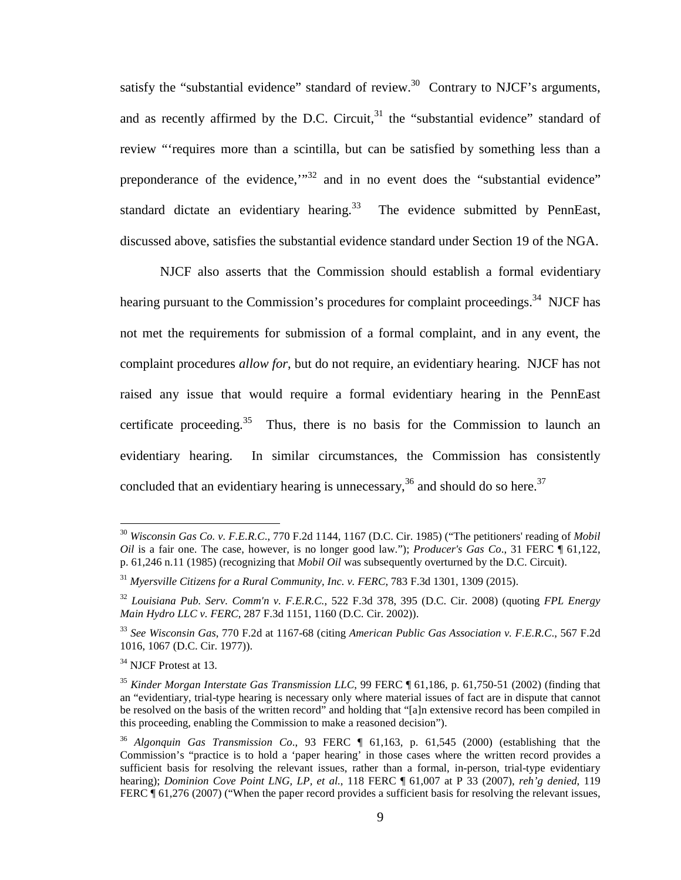satisfy the "substantial evidence" standard of review.[30] Contrary to NJCF's arguments, and as recently affirmed by the D.C. Circuit,[31] the "substantial evidence" standard of review "'requires more than a scintilla, but can be satisfied by something less than a preponderance of the evidence,'"[32] and in no event does the "substantial evidence" standard dictate an evidentiary hearing.[33] The evidence submitted by PennEast, discussed above, satisfies the substantial evidence standard under Section 19 of the NGA.

NJCF also asserts that the Commission should establish a formal evidentiary hearing pursuant to the Commission's procedures for complaint proceedings.[34] NJCF has not met the requirements for submission of a formal complaint, and in any event, the complaint procedures *allow for*, but do not require, an evidentiary hearing. NJCF has not raised any issue that would require a formal evidentiary hearing in the PennEast certificate proceeding.[35] Thus, there is no basis for the Commission to launch an evidentiary hearing. In similar circumstances, the Commission has consistently concluded that an evidentiary hearing is unnecessary,[36] and should do so here.[37]

---

[30] *Wisconsin Gas Co. v. F.E.R.C*., 770 F.2d 1144, 1167 (D.C. Cir. 1985) ("The petitioners' reading of *Mobil Oil* is a fair one. The case, however, is no longer good law."); *Producer's Gas Co*., 31 FERC ¶ 61,122, p. 61,246 n.11 (1985) (recognizing that *Mobil Oil* was subsequently overturned by the D.C. Circuit).

[31] *Myersville Citizens for a Rural Community, Inc. v. FERC*, 783 F.3d 1301, 1309 (2015).

[32] *Louisiana Pub. Serv. Comm'n v. F.E.R.C.*, 522 F.3d 378, 395 (D.C. Cir. 2008) (quoting *FPL Energy Main Hydro LLC v. FERC*, 287 F.3d 1151, 1160 (D.C. Cir. 2002)).

[33] *See Wisconsin Gas*, 770 F.2d at 1167-68 (citing *American Public Gas Association v. F.E.R.C*., 567 F.2d 1016, 1067 (D.C. Cir. 1977)).

[34] NJCF Protest at 13.

[35] *Kinder Morgan Interstate Gas Transmission LLC*, 99 FERC ¶ 61,186, p. 61,750-51 (2002) (finding that an "evidentiary, trial-type hearing is necessary only where material issues of fact are in dispute that cannot be resolved on the basis of the written record" and holding that "[a]n extensive record has been compiled in this proceeding, enabling the Commission to make a reasoned decision").

[36] *Algonquin Gas Transmission Co*., 93 FERC ¶ 61,163, p. 61,545 (2000) (establishing that the Commission's "practice is to hold a 'paper hearing' in those cases where the written record provides a sufficient basis for resolving the relevant issues, rather than a formal, in-person, trial-type evidentiary hearing); *Dominion Cove Point LNG, LP, et al.*, 118 FERC ¶ 61,007 at P 33 (2007), *reh'g denied*, 119 FERC ¶ 61,276 (2007) ("When the paper record provides a sufficient basis for resolving the relevant issues,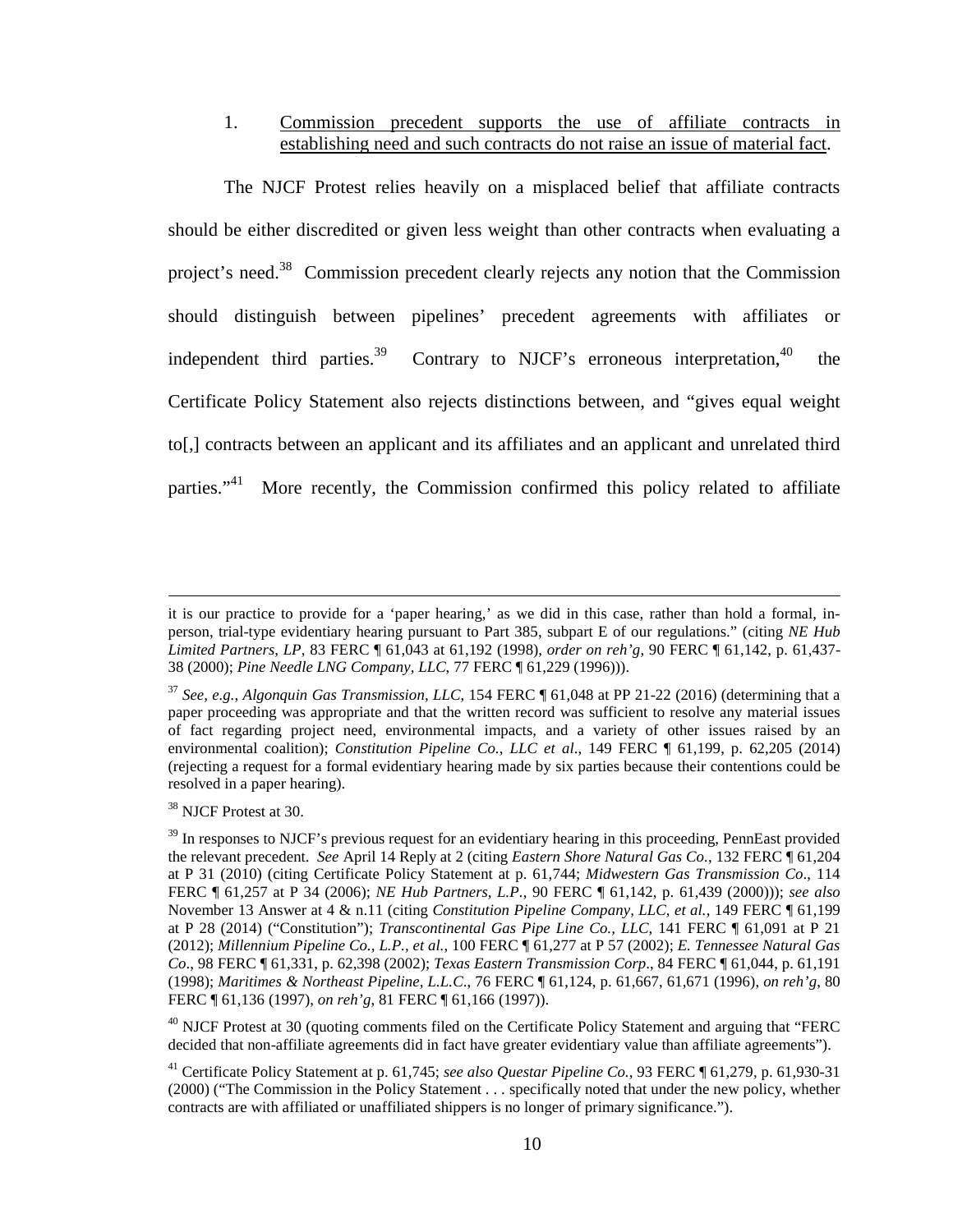1. <u>Commission precedent supports the use of affiliate contracts in establishing need and such contracts do not raise an issue of material fact</u>.

The NJCF Protest relies heavily on a misplaced belief that affiliate contracts should be either discredited or given less weight than other contracts when evaluating a project's need.[38] Commission precedent clearly rejects any notion that the Commission should distinguish between pipelines' precedent agreements with affiliates or independent third parties.[39] Contrary to NJCF's erroneous interpretation,[40] the Certificate Policy Statement also rejects distinctions between, and "gives equal weight to[,] contracts between an applicant and its affiliates and an applicant and unrelated third parties."[41] More recently, the Commission confirmed this policy related to affiliate

---

it is our practice to provide for a 'paper hearing,' as we did in this case, rather than hold a formal, in-person, trial-type evidentiary hearing pursuant to Part 385, subpart E of our regulations." (citing *NE Hub Limited Partners, LP*, 83 FERC ¶ 61,043 at 61,192 (1998), *order on reh'g*, 90 FERC ¶ 61,142, p. 61,437-38 (2000); *Pine Needle LNG Company, LLC*, 77 FERC ¶ 61,229 (1996))).

[37] *See, e.g.*, *Algonquin Gas Transmission, LLC*, 154 FERC ¶ 61,048 at PP 21-22 (2016) (determining that a paper proceeding was appropriate and that the written record was sufficient to resolve any material issues of fact regarding project need, environmental impacts, and a variety of other issues raised by an environmental coalition); *Constitution Pipeline Co., LLC et al*., 149 FERC ¶ 61,199, p. 62,205 (2014) (rejecting a request for a formal evidentiary hearing made by six parties because their contentions could be resolved in a paper hearing).

[38] NJCF Protest at 30.

[39] In responses to NJCF's previous request for an evidentiary hearing in this proceeding, PennEast provided the relevant precedent. *See* April 14 Reply at 2 (citing *Eastern Shore Natural Gas Co.*, 132 FERC ¶ 61,204 at P 31 (2010) (citing Certificate Policy Statement at p. 61,744; *Midwestern Gas Transmission Co*., 114 FERC ¶ 61,257 at P 34 (2006); *NE Hub Partners, L.P.*, 90 FERC ¶ 61,142, p. 61,439 (2000))); *see also* November 13 Answer at 4 & n.11 (citing *Constitution Pipeline Company, LLC, et al.*, 149 FERC ¶ 61,199 at P 28 (2014) ("Constitution"); *Transcontinental Gas Pipe Line Co., LLC*, 141 FERC ¶ 61,091 at P 21 (2012); *Millennium Pipeline Co., L.P., et al.*, 100 FERC ¶ 61,277 at P 57 (2002); *E. Tennessee Natural Gas Co*., 98 FERC ¶ 61,331, p. 62,398 (2002); *Texas Eastern Transmission Corp*., 84 FERC ¶ 61,044, p. 61,191 (1998); *Maritimes & Northeast Pipeline, L.L.C.*, 76 FERC ¶ 61,124, p. 61,667, 61,671 (1996), *on reh'g*, 80 FERC ¶ 61,136 (1997), *on reh'g*, 81 FERC ¶ 61,166 (1997)).

[40] NJCF Protest at 30 (quoting comments filed on the Certificate Policy Statement and arguing that "FERC decided that non-affiliate agreements did in fact have greater evidentiary value than affiliate agreements").

[41] Certificate Policy Statement at p. 61,745; *see also Questar Pipeline Co.*, 93 FERC ¶ 61,279, p. 61,930-31 (2000) ("The Commission in the Policy Statement . . . specifically noted that under the new policy, whether contracts are with affiliated or unaffiliated shippers is no longer of primary significance.").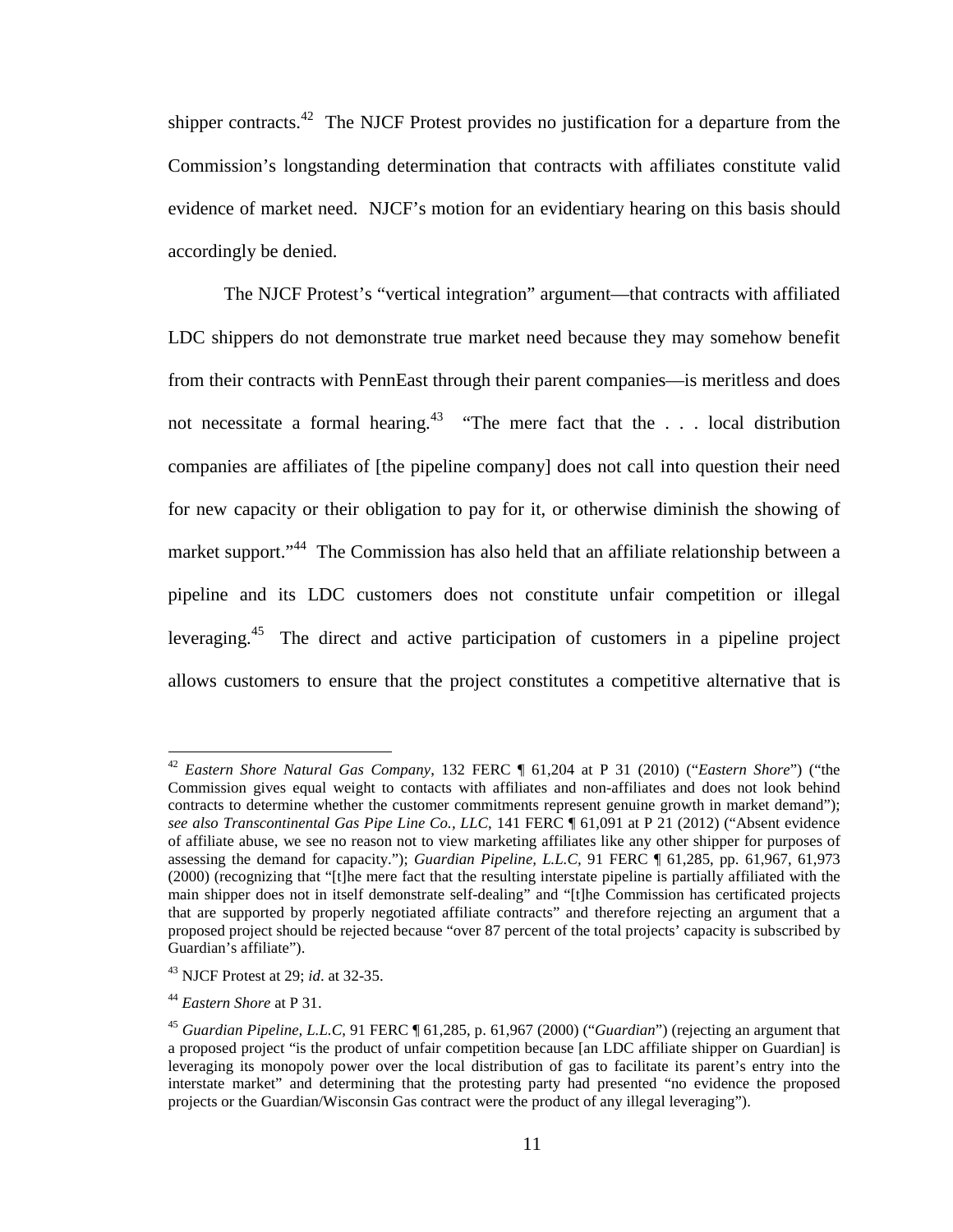shipper contracts.[42] The NJCF Protest provides no justification for a departure from the Commission's longstanding determination that contracts with affiliates constitute valid evidence of market need. NJCF's motion for an evidentiary hearing on this basis should accordingly be denied.

The NJCF Protest's "vertical integration" argument—that contracts with affiliated LDC shippers do not demonstrate true market need because they may somehow benefit from their contracts with PennEast through their parent companies—is meritless and does not necessitate a formal hearing.[43] "The mere fact that the . . . local distribution companies are affiliates of [the pipeline company] does not call into question their need for new capacity or their obligation to pay for it, or otherwise diminish the showing of market support."[44] The Commission has also held that an affiliate relationship between a pipeline and its LDC customers does not constitute unfair competition or illegal leveraging.[45] The direct and active participation of customers in a pipeline project allows customers to ensure that the project constitutes a competitive alternative that is

---

[42] *Eastern Shore Natural Gas Company*, 132 FERC ¶ 61,204 at P 31 (2010) ("*Eastern Shore*") ("the Commission gives equal weight to contacts with affiliates and non-affiliates and does not look behind contracts to determine whether the customer commitments represent genuine growth in market demand"); *see also Transcontinental Gas Pipe Line Co., LLC*, 141 FERC ¶ 61,091 at P 21 (2012) ("Absent evidence of affiliate abuse, we see no reason not to view marketing affiliates like any other shipper for purposes of assessing the demand for capacity."); *Guardian Pipeline, L.L.C*, 91 FERC ¶ 61,285, pp. 61,967, 61,973 (2000) (recognizing that "[t]he mere fact that the resulting interstate pipeline is partially affiliated with the main shipper does not in itself demonstrate self-dealing" and "[t]he Commission has certificated projects that are supported by properly negotiated affiliate contracts" and therefore rejecting an argument that a proposed project should be rejected because "over 87 percent of the total projects' capacity is subscribed by Guardian's affiliate").

[43] NJCF Protest at 29; *id*. at 32-35.

[44] *Eastern Shore* at P 31.

[45] *Guardian Pipeline, L.L.C*, 91 FERC ¶ 61,285, p. 61,967 (2000) ("*Guardian*") (rejecting an argument that a proposed project "is the product of unfair competition because [an LDC affiliate shipper on Guardian] is leveraging its monopoly power over the local distribution of gas to facilitate its parent's entry into the interstate market" and determining that the protesting party had presented "no evidence the proposed projects or the Guardian/Wisconsin Gas contract were the product of any illegal leveraging").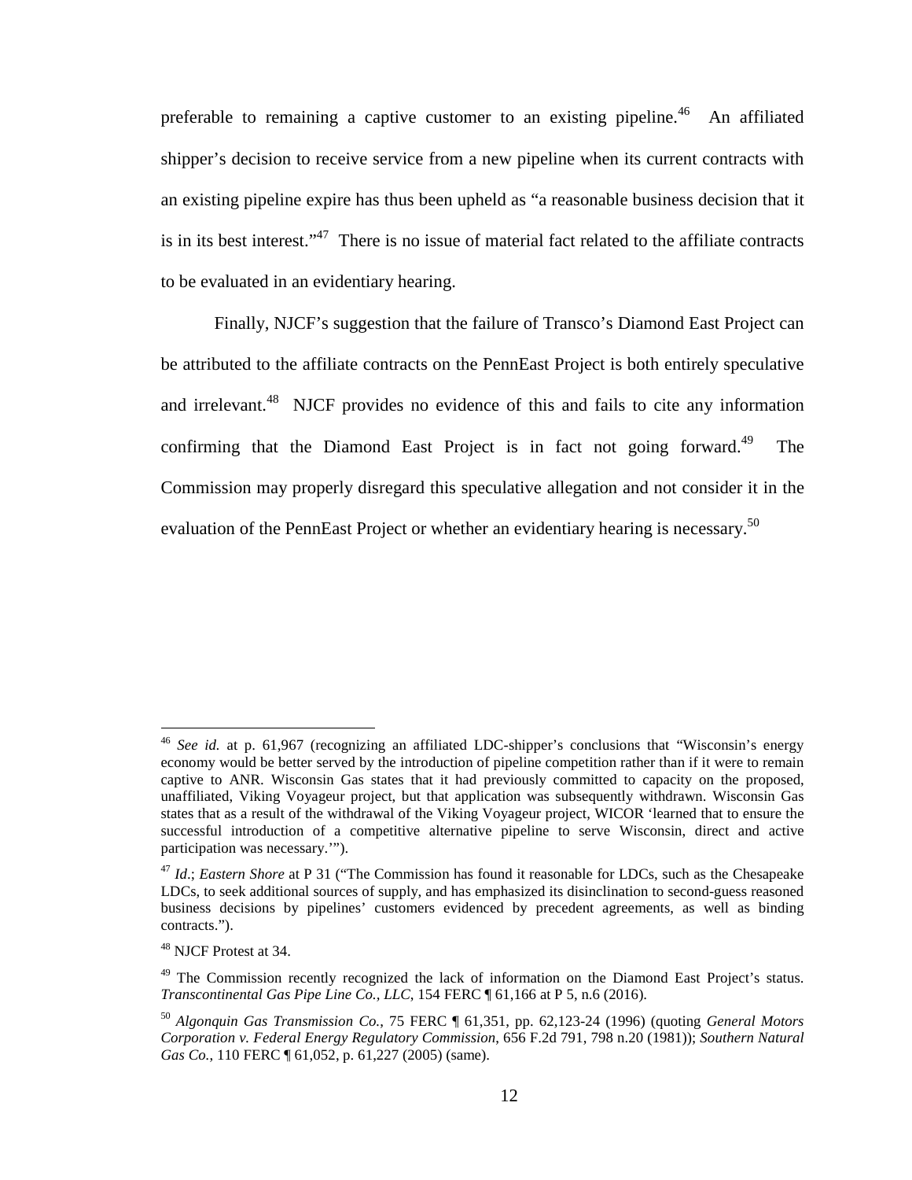preferable to remaining a captive customer to an existing pipeline.[46] An affiliated shipper's decision to receive service from a new pipeline when its current contracts with an existing pipeline expire has thus been upheld as "a reasonable business decision that it is in its best interest."[47] There is no issue of material fact related to the affiliate contracts to be evaluated in an evidentiary hearing.

Finally, NJCF's suggestion that the failure of Transco's Diamond East Project can be attributed to the affiliate contracts on the PennEast Project is both entirely speculative and irrelevant.[48] NJCF provides no evidence of this and fails to cite any information confirming that the Diamond East Project is in fact not going forward.[49] The Commission may properly disregard this speculative allegation and not consider it in the evaluation of the PennEast Project or whether an evidentiary hearing is necessary.[50]

---

[46] *See id.* at p. 61,967 (recognizing an affiliated LDC-shipper's conclusions that "Wisconsin's energy economy would be better served by the introduction of pipeline competition rather than if it were to remain captive to ANR. Wisconsin Gas states that it had previously committed to capacity on the proposed, unaffiliated, Viking Voyageur project, but that application was subsequently withdrawn. Wisconsin Gas states that as a result of the withdrawal of the Viking Voyageur project, WICOR 'learned that to ensure the successful introduction of a competitive alternative pipeline to serve Wisconsin, direct and active participation was necessary.'").

[47] *Id.*; *Eastern Shore* at P 31 ("The Commission has found it reasonable for LDCs, such as the Chesapeake LDCs, to seek additional sources of supply, and has emphasized its disinclination to second-guess reasoned business decisions by pipelines' customers evidenced by precedent agreements, as well as binding contracts.").

[48] NJCF Protest at 34.

[49] The Commission recently recognized the lack of information on the Diamond East Project's status. *Transcontinental Gas Pipe Line Co., LLC*, 154 FERC ¶ 61,166 at P 5, n.6 (2016).

[50] *Algonquin Gas Transmission Co.*, 75 FERC ¶ 61,351, pp. 62,123-24 (1996) (quoting *General Motors Corporation v. Federal Energy Regulatory Commission*, 656 F.2d 791, 798 n.20 (1981)); *Southern Natural Gas Co.*, 110 FERC ¶ 61,052, p. 61,227 (2005) (same).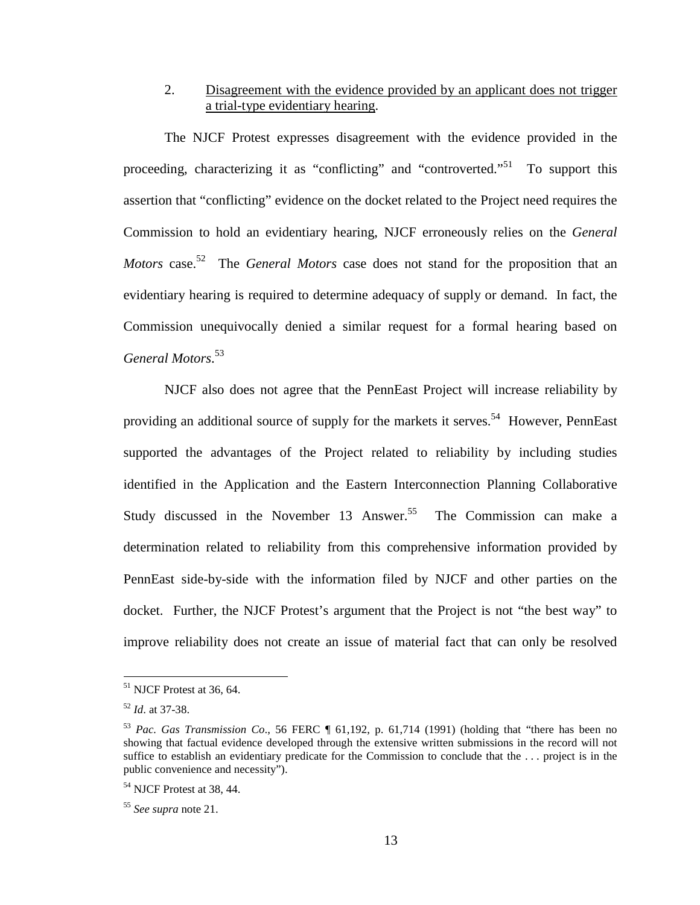2. Disagreement with the evidence provided by an applicant does not trigger a trial-type evidentiary hearing.

The NJCF Protest expresses disagreement with the evidence provided in the proceeding, characterizing it as "conflicting" and "controverted."[51] To support this assertion that "conflicting" evidence on the docket related to the Project need requires the Commission to hold an evidentiary hearing, NJCF erroneously relies on the *General Motors* case.[52] The *General Motors* case does not stand for the proposition that an evidentiary hearing is required to determine adequacy of supply or demand. In fact, the Commission unequivocally denied a similar request for a formal hearing based on *General Motors*.[53]

NJCF also does not agree that the PennEast Project will increase reliability by providing an additional source of supply for the markets it serves.[54] However, PennEast supported the advantages of the Project related to reliability by including studies identified in the Application and the Eastern Interconnection Planning Collaborative Study discussed in the November 13 Answer.[55] The Commission can make a determination related to reliability from this comprehensive information provided by PennEast side-by-side with the information filed by NJCF and other parties on the docket. Further, the NJCF Protest's argument that the Project is not "the best way" to improve reliability does not create an issue of material fact that can only be resolved

---

[51] NJCF Protest at 36, 64.

[52] *Id*. at 37-38.

[53] *Pac. Gas Transmission Co*., 56 FERC ¶ 61,192, p. 61,714 (1991) (holding that "there has been no showing that factual evidence developed through the extensive written submissions in the record will not suffice to establish an evidentiary predicate for the Commission to conclude that the . . . project is in the public convenience and necessity").

[54] NJCF Protest at 38, 44.

[55] *See supra* note 21.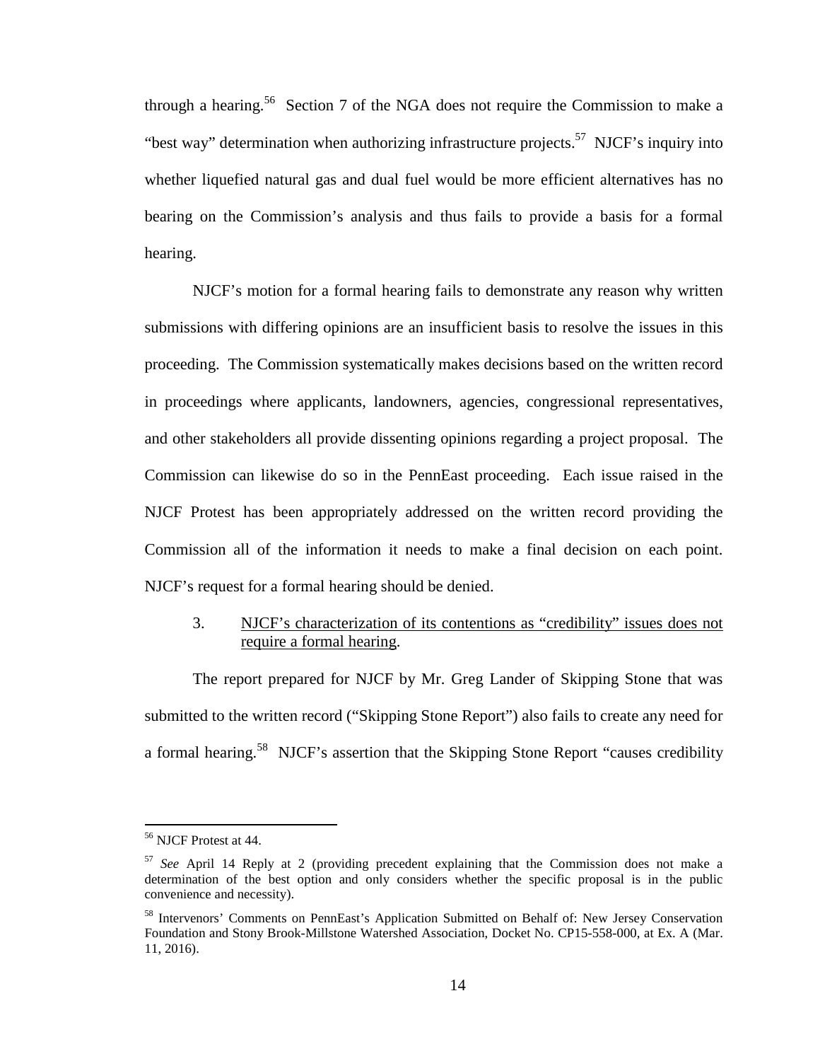through a hearing.[56] Section 7 of the NGA does not require the Commission to make a "best way" determination when authorizing infrastructure projects.[57] NJCF's inquiry into whether liquefied natural gas and dual fuel would be more efficient alternatives has no bearing on the Commission's analysis and thus fails to provide a basis for a formal hearing.

NJCF's motion for a formal hearing fails to demonstrate any reason why written submissions with differing opinions are an insufficient basis to resolve the issues in this proceeding. The Commission systematically makes decisions based on the written record in proceedings where applicants, landowners, agencies, congressional representatives, and other stakeholders all provide dissenting opinions regarding a project proposal. The Commission can likewise do so in the PennEast proceeding. Each issue raised in the NJCF Protest has been appropriately addressed on the written record providing the Commission all of the information it needs to make a final decision on each point. NJCF's request for a formal hearing should be denied.

3. <u>NJCF's characterization of its contentions as "credibility" issues does not require a formal hearing</u>.

The report prepared for NJCF by Mr. Greg Lander of Skipping Stone that was submitted to the written record ("Skipping Stone Report") also fails to create any need for a formal hearing.[58] NJCF's assertion that the Skipping Stone Report "causes credibility

---

[56] NJCF Protest at 44.

[57] *See* April 14 Reply at 2 (providing precedent explaining that the Commission does not make a determination of the best option and only considers whether the specific proposal is in the public convenience and necessity).

[58] Intervenors' Comments on PennEast's Application Submitted on Behalf of: New Jersey Conservation Foundation and Stony Brook-Millstone Watershed Association, Docket No. CP15-558-000, at Ex. A (Mar. 11, 2016).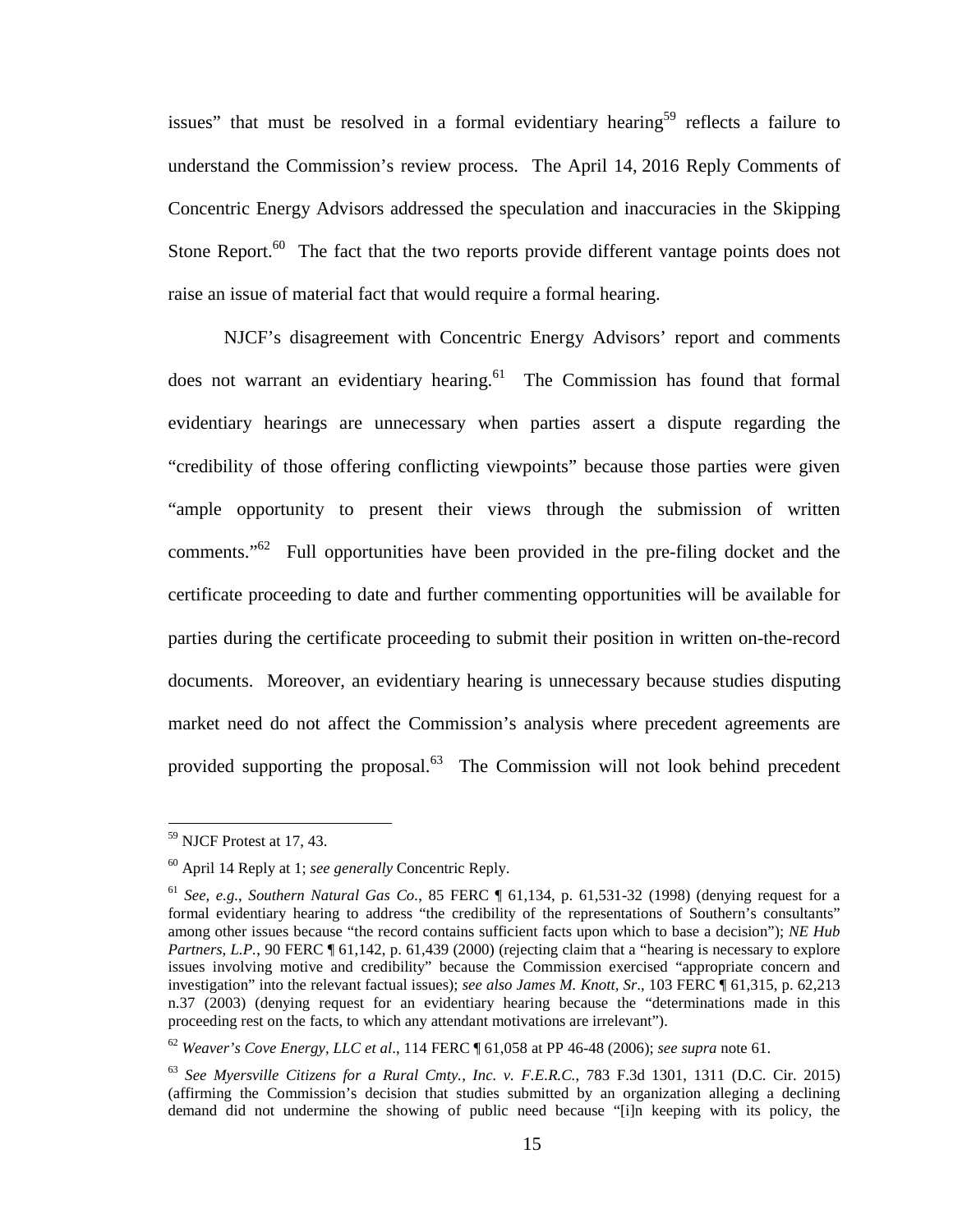issues" that must be resolved in a formal evidentiary hearing[59] reflects a failure to understand the Commission's review process. The April 14, 2016 Reply Comments of Concentric Energy Advisors addressed the speculation and inaccuracies in the Skipping Stone Report.[60] The fact that the two reports provide different vantage points does not raise an issue of material fact that would require a formal hearing.

NJCF's disagreement with Concentric Energy Advisors' report and comments does not warrant an evidentiary hearing.[61] The Commission has found that formal evidentiary hearings are unnecessary when parties assert a dispute regarding the "credibility of those offering conflicting viewpoints" because those parties were given "ample opportunity to present their views through the submission of written comments."[62] Full opportunities have been provided in the pre-filing docket and the certificate proceeding to date and further commenting opportunities will be available for parties during the certificate proceeding to submit their position in written on-the-record documents. Moreover, an evidentiary hearing is unnecessary because studies disputing market need do not affect the Commission's analysis where precedent agreements are provided supporting the proposal.[63] The Commission will not look behind precedent

---

[59] NJCF Protest at 17, 43.

[60] April 14 Reply at 1; *see generally* Concentric Reply.

[61] *See, e.g.*, *Southern Natural Gas Co.*, 85 FERC ¶ 61,134, p. 61,531-32 (1998) (denying request for a formal evidentiary hearing to address "the credibility of the representations of Southern's consultants" among other issues because "the record contains sufficient facts upon which to base a decision"); *NE Hub Partners, L.P.*, 90 FERC ¶ 61,142, p. 61,439 (2000) (rejecting claim that a "hearing is necessary to explore issues involving motive and credibility" because the Commission exercised "appropriate concern and investigation" into the relevant factual issues); *see also James M. Knott, Sr.*, 103 FERC ¶ 61,315, p. 62,213 n.37 (2003) (denying request for an evidentiary hearing because the "determinations made in this proceeding rest on the facts, to which any attendant motivations are irrelevant").

[62] *Weaver's Cove Energy, LLC et al.*, 114 FERC ¶ 61,058 at PP 46-48 (2006); *see supra* note 61.

[63] *See Myersville Citizens for a Rural Cmty., Inc. v. F.E.R.C.*, 783 F.3d 1301, 1311 (D.C. Cir. 2015) (affirming the Commission's decision that studies submitted by an organization alleging a declining demand did not undermine the showing of public need because "[i]n keeping with its policy, the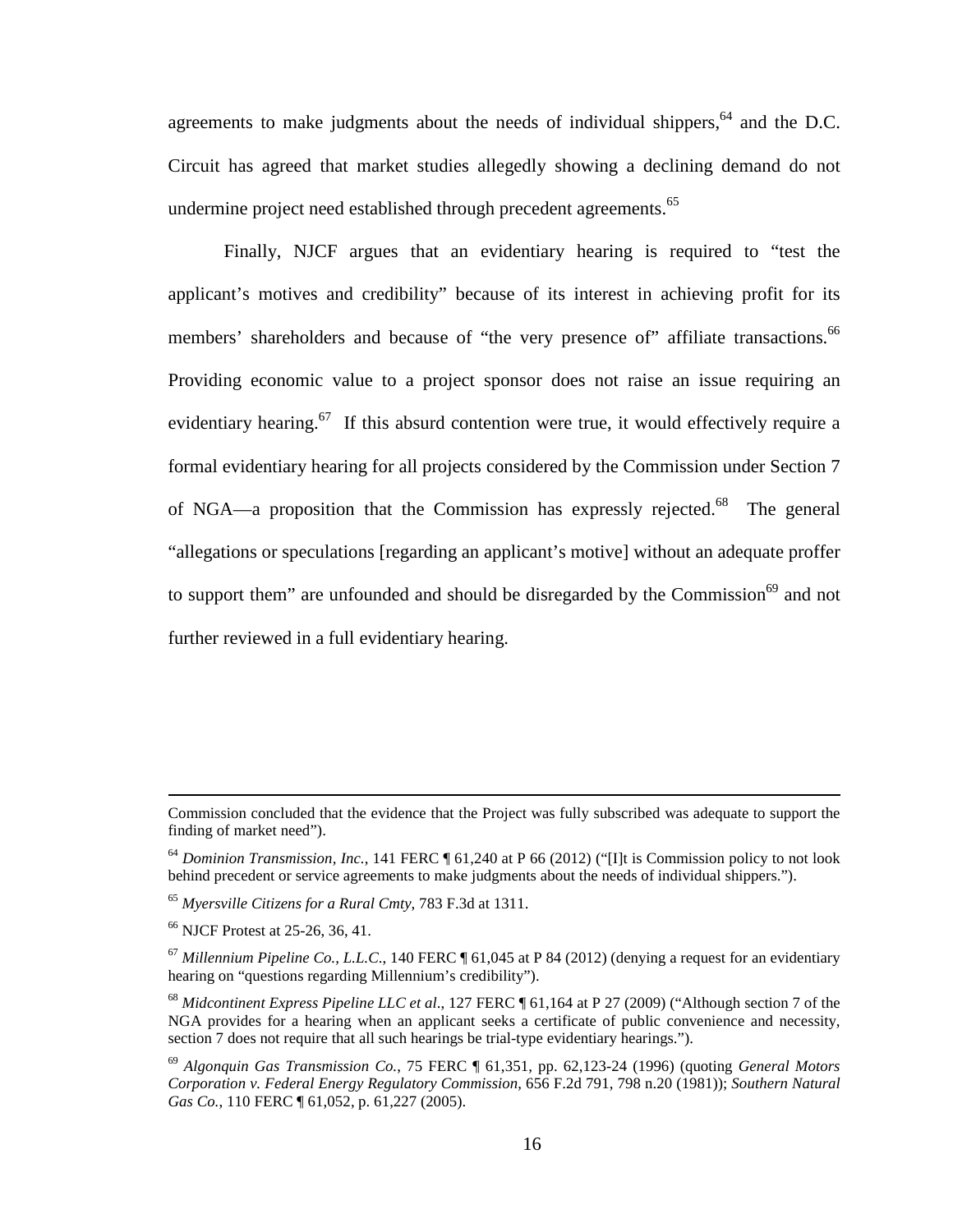agreements to make judgments about the needs of individual shippers,[64] and the D.C. Circuit has agreed that market studies allegedly showing a declining demand do not undermine project need established through precedent agreements.[65]

Finally, NJCF argues that an evidentiary hearing is required to "test the applicant's motives and credibility" because of its interest in achieving profit for its members' shareholders and because of "the very presence of" affiliate transactions.[66] Providing economic value to a project sponsor does not raise an issue requiring an evidentiary hearing.[67] If this absurd contention were true, it would effectively require a formal evidentiary hearing for all projects considered by the Commission under Section 7 of NGA—a proposition that the Commission has expressly rejected.[68] The general "allegations or speculations [regarding an applicant's motive] without an adequate proffer to support them" are unfounded and should be disregarded by the Commission[69] and not further reviewed in a full evidentiary hearing.

---

Commission concluded that the evidence that the Project was fully subscribed was adequate to support the finding of market need").

[64] *Dominion Transmission, Inc.*, 141 FERC ¶ 61,240 at P 66 (2012) ("[I]t is Commission policy to not look behind precedent or service agreements to make judgments about the needs of individual shippers.").

[65] *Myersville Citizens for a Rural Cmty*, 783 F.3d at 1311.

[66] NJCF Protest at 25-26, 36, 41.

[67] *Millennium Pipeline Co., L.L.C.*, 140 FERC ¶ 61,045 at P 84 (2012) (denying a request for an evidentiary hearing on "questions regarding Millennium's credibility").

[68] *Midcontinent Express Pipeline LLC et al.*, 127 FERC ¶ 61,164 at P 27 (2009) ("Although section 7 of the NGA provides for a hearing when an applicant seeks a certificate of public convenience and necessity, section 7 does not require that all such hearings be trial-type evidentiary hearings.").

[69] *Algonquin Gas Transmission Co.*, 75 FERC ¶ 61,351, pp. 62,123-24 (1996) (quoting *General Motors Corporation v. Federal Energy Regulatory Commission*, 656 F.2d 791, 798 n.20 (1981)); *Southern Natural Gas Co.*, 110 FERC ¶ 61,052, p. 61,227 (2005).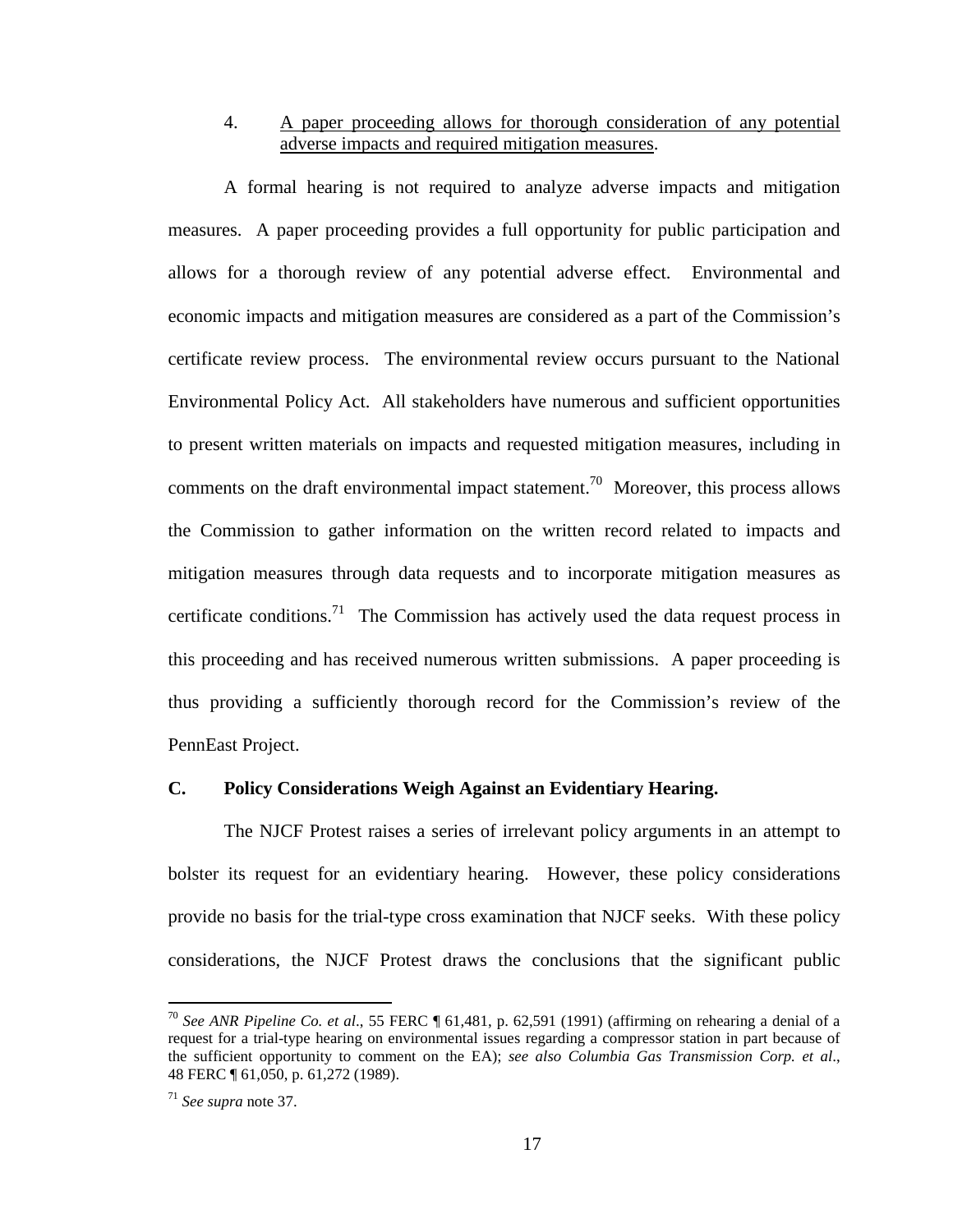4. <u>A paper proceeding allows for thorough consideration of any potential adverse impacts and required mitigation measures</u>.

A formal hearing is not required to analyze adverse impacts and mitigation measures. A paper proceeding provides a full opportunity for public participation and allows for a thorough review of any potential adverse effect. Environmental and economic impacts and mitigation measures are considered as a part of the Commission's certificate review process. The environmental review occurs pursuant to the National Environmental Policy Act. All stakeholders have numerous and sufficient opportunities to present written materials on impacts and requested mitigation measures, including in comments on the draft environmental impact statement.[70] Moreover, this process allows the Commission to gather information on the written record related to impacts and mitigation measures through data requests and to incorporate mitigation measures as certificate conditions.[71] The Commission has actively used the data request process in this proceeding and has received numerous written submissions. A paper proceeding is thus providing a sufficiently thorough record for the Commission's review of the PennEast Project.

## C. Policy Considerations Weigh Against an Evidentiary Hearing.

The NJCF Protest raises a series of irrelevant policy arguments in an attempt to bolster its request for an evidentiary hearing. However, these policy considerations provide no basis for the trial-type cross examination that NJCF seeks. With these policy considerations, the NJCF Protest draws the conclusions that the significant public

---

[70] *See ANR Pipeline Co. et al*., 55 FERC ¶ 61,481, p. 62,591 (1991) (affirming on rehearing a denial of a request for a trial-type hearing on environmental issues regarding a compressor station in part because of the sufficient opportunity to comment on the EA); *see also Columbia Gas Transmission Corp. et al*., 48 FERC ¶ 61,050, p. 61,272 (1989).

[71] *See supra* note 37.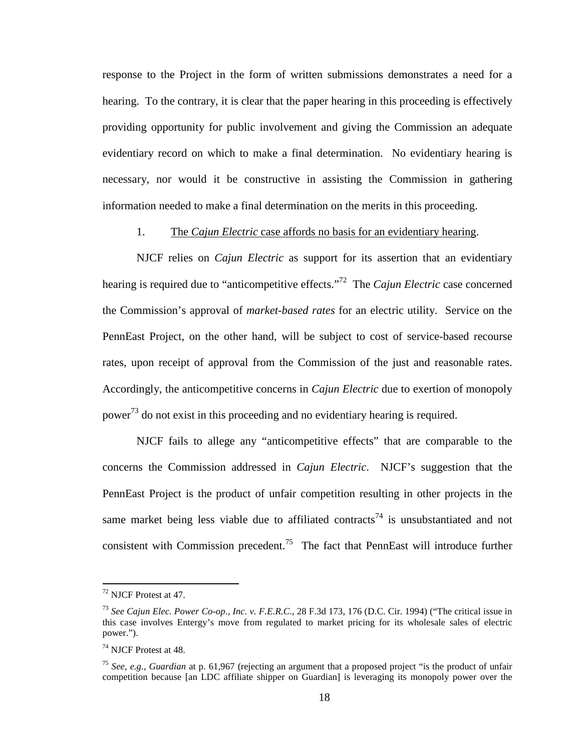response to the Project in the form of written submissions demonstrates a need for a hearing. To the contrary, it is clear that the paper hearing in this proceeding is effectively providing opportunity for public involvement and giving the Commission an adequate evidentiary record on which to make a final determination. No evidentiary hearing is necessary, nor would it be constructive in assisting the Commission in gathering information needed to make a final determination on the merits in this proceeding.

1. <u>The *Cajun Electric* case affords no basis for an evidentiary hearing</u>.

NJCF relies on *Cajun Electric* as support for its assertion that an evidentiary hearing is required due to "anticompetitive effects."[72] The *Cajun Electric* case concerned the Commission's approval of *market-based rates* for an electric utility. Service on the PennEast Project, on the other hand, will be subject to cost of service-based recourse rates, upon receipt of approval from the Commission of the just and reasonable rates. Accordingly, the anticompetitive concerns in *Cajun Electric* due to exertion of monopoly power[73] do not exist in this proceeding and no evidentiary hearing is required.

NJCF fails to allege any "anticompetitive effects" that are comparable to the concerns the Commission addressed in *Cajun Electric*. NJCF's suggestion that the PennEast Project is the product of unfair competition resulting in other projects in the same market being less viable due to affiliated contracts[74] is unsubstantiated and not consistent with Commission precedent.[75] The fact that PennEast will introduce further

---

[72] NJCF Protest at 47.

[73] *See Cajun Elec. Power Co-op., Inc. v. F.E.R.C.*, 28 F.3d 173, 176 (D.C. Cir. 1994) ("The critical issue in this case involves Entergy's move from regulated to market pricing for its wholesale sales of electric power.").

[74] NJCF Protest at 48.

[75] *See, e.g., Guardian* at p. 61,967 (rejecting an argument that a proposed project "is the product of unfair competition because [an LDC affiliate shipper on Guardian] is leveraging its monopoly power over the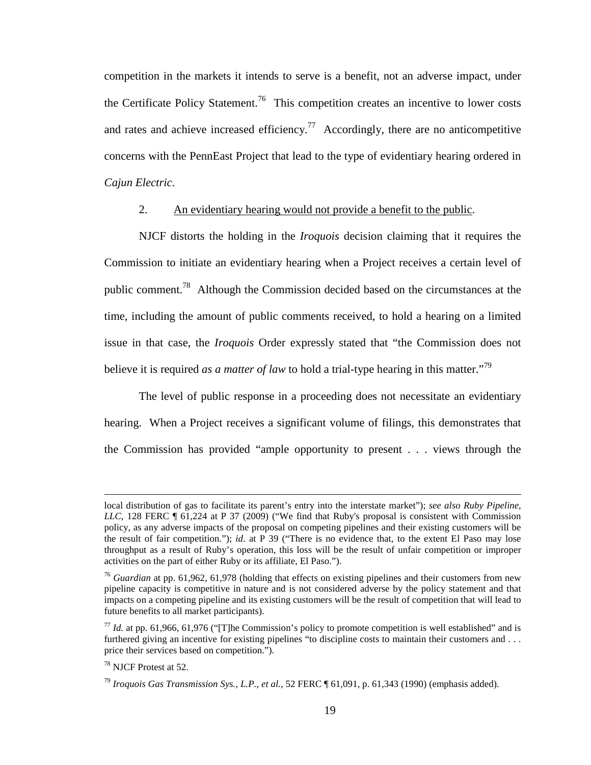competition in the markets it intends to serve is a benefit, not an adverse impact, under the Certificate Policy Statement.[76] This competition creates an incentive to lower costs and rates and achieve increased efficiency.[77] Accordingly, there are no anticompetitive concerns with the PennEast Project that lead to the type of evidentiary hearing ordered in *Cajun Electric*.

2. <u>An evidentiary hearing would not provide a benefit to the public</u>.

NJCF distorts the holding in the *Iroquois* decision claiming that it requires the Commission to initiate an evidentiary hearing when a Project receives a certain level of public comment.[78] Although the Commission decided based on the circumstances at the time, including the amount of public comments received, to hold a hearing on a limited issue in that case, the *Iroquois* Order expressly stated that "the Commission does not believe it is required *as a matter of law* to hold a trial-type hearing in this matter."[79]

The level of public response in a proceeding does not necessitate an evidentiary hearing. When a Project receives a significant volume of filings, this demonstrates that the Commission has provided "ample opportunity to present . . . views through the

---

local distribution of gas to facilitate its parent's entry into the interstate market"); *see also Ruby Pipeline, LLC*, 128 FERC ¶ 61,224 at P 37 (2009) ("We find that Ruby's proposal is consistent with Commission policy, as any adverse impacts of the proposal on competing pipelines and their existing customers will be the result of fair competition."); *id*. at P 39 ("There is no evidence that, to the extent El Paso may lose throughput as a result of Ruby's operation, this loss will be the result of unfair competition or improper activities on the part of either Ruby or its affiliate, El Paso.").

[76] *Guardian* at pp. 61,962, 61,978 (holding that effects on existing pipelines and their customers from new pipeline capacity is competitive in nature and is not considered adverse by the policy statement and that impacts on a competing pipeline and its existing customers will be the result of competition that will lead to future benefits to all market participants).

[77] *Id.* at pp. 61,966, 61,976 ("[T]he Commission's policy to promote competition is well established" and is furthered giving an incentive for existing pipelines "to discipline costs to maintain their customers and . . . price their services based on competition.").

[78] NJCF Protest at 52.

[79] *Iroquois Gas Transmission Sys., L.P., et al.*, 52 FERC ¶ 61,091, p. 61,343 (1990) (emphasis added).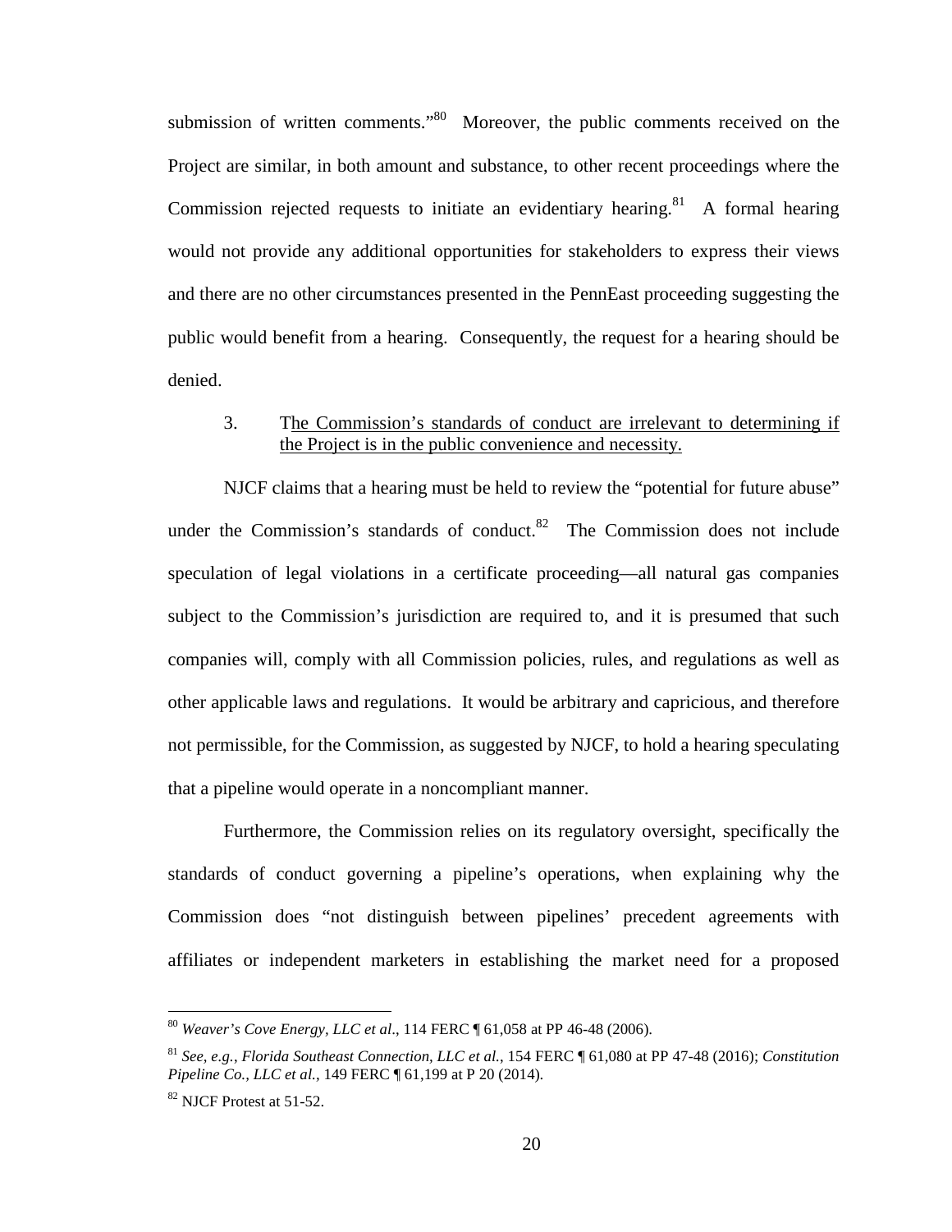submission of written comments."[80] Moreover, the public comments received on the Project are similar, in both amount and substance, to other recent proceedings where the Commission rejected requests to initiate an evidentiary hearing.[81] A formal hearing would not provide any additional opportunities for stakeholders to express their views and there are no other circumstances presented in the PennEast proceeding suggesting the public would benefit from a hearing. Consequently, the request for a hearing should be denied.

3. The Commission's standards of conduct are irrelevant to determining if the Project is in the public convenience and necessity.

NJCF claims that a hearing must be held to review the "potential for future abuse" under the Commission's standards of conduct.[82] The Commission does not include speculation of legal violations in a certificate proceeding—all natural gas companies subject to the Commission's jurisdiction are required to, and it is presumed that such companies will, comply with all Commission policies, rules, and regulations as well as other applicable laws and regulations. It would be arbitrary and capricious, and therefore not permissible, for the Commission, as suggested by NJCF, to hold a hearing speculating that a pipeline would operate in a noncompliant manner.

Furthermore, the Commission relies on its regulatory oversight, specifically the standards of conduct governing a pipeline's operations, when explaining why the Commission does "not distinguish between pipelines' precedent agreements with affiliates or independent marketers in establishing the market need for a proposed

---

[80] *Weaver's Cove Energy, LLC et al.*, 114 FERC ¶ 61,058 at PP 46-48 (2006).

[81] *See, e.g.*, *Florida Southeast Connection, LLC et al.*, 154 FERC ¶ 61,080 at PP 47-48 (2016); *Constitution Pipeline Co., LLC et al.*, 149 FERC ¶ 61,199 at P 20 (2014).

[82] NJCF Protest at 51-52.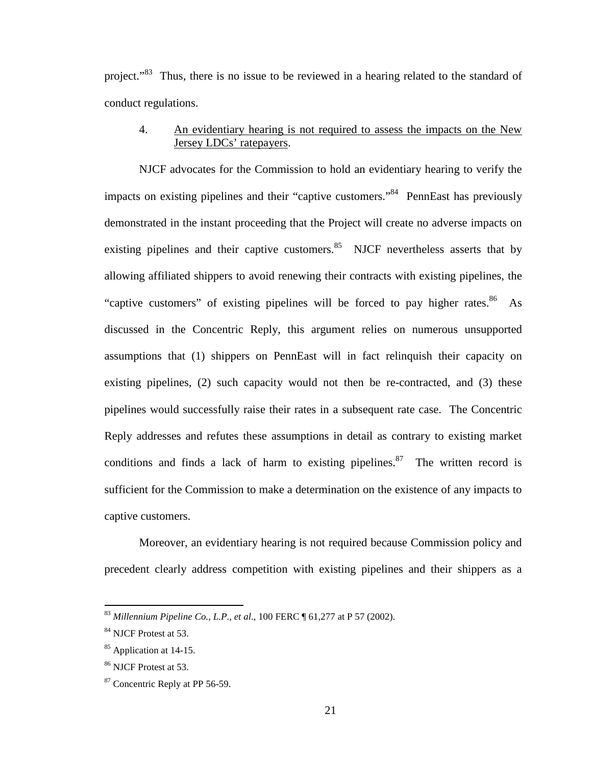project."[83] Thus, there is no issue to be reviewed in a hearing related to the standard of conduct regulations.

4. An evidentiary hearing is not required to assess the impacts on the New Jersey LDCs' ratepayers.

NJCF advocates for the Commission to hold an evidentiary hearing to verify the impacts on existing pipelines and their "captive customers."[84] PennEast has previously demonstrated in the instant proceeding that the Project will create no adverse impacts on existing pipelines and their captive customers.[85] NJCF nevertheless asserts that by allowing affiliated shippers to avoid renewing their contracts with existing pipelines, the "captive customers" of existing pipelines will be forced to pay higher rates.[86] As discussed in the Concentric Reply, this argument relies on numerous unsupported assumptions that (1) shippers on PennEast will in fact relinquish their capacity on existing pipelines, (2) such capacity would not then be re-contracted, and (3) these pipelines would successfully raise their rates in a subsequent rate case. The Concentric Reply addresses and refutes these assumptions in detail as contrary to existing market conditions and finds a lack of harm to existing pipelines.[87] The written record is sufficient for the Commission to make a determination on the existence of any impacts to captive customers.

Moreover, an evidentiary hearing is not required because Commission policy and precedent clearly address competition with existing pipelines and their shippers as a

---

[83] *Millennium Pipeline Co., L.P., et al.*, 100 FERC ¶ 61,277 at P 57 (2002).

[84] NJCF Protest at 53.

[85] Application at 14-15.

[86] NJCF Protest at 53.

[87] Concentric Reply at PP 56-59.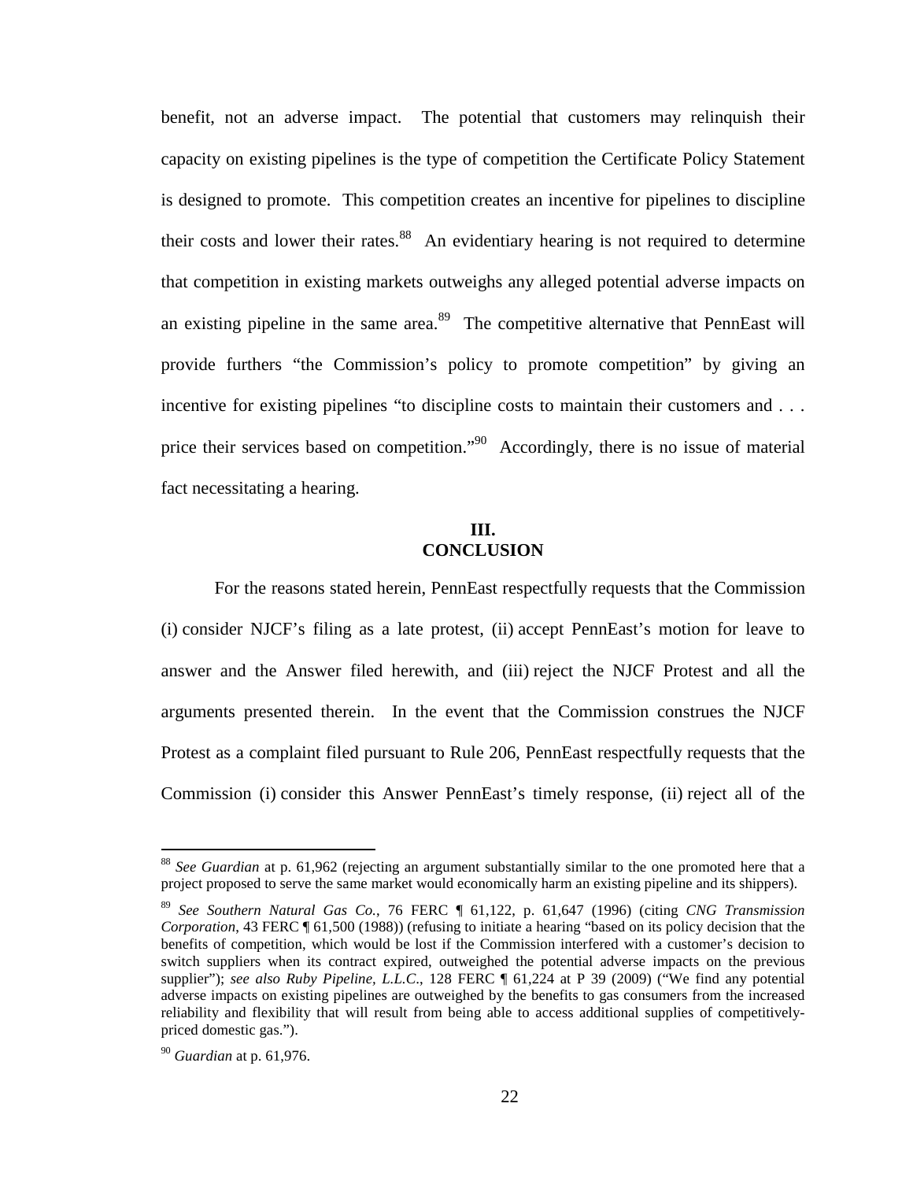benefit, not an adverse impact. The potential that customers may relinquish their capacity on existing pipelines is the type of competition the Certificate Policy Statement is designed to promote. This competition creates an incentive for pipelines to discipline their costs and lower their rates.[88] An evidentiary hearing is not required to determine that competition in existing markets outweighs any alleged potential adverse impacts on an existing pipeline in the same area.[89] The competitive alternative that PennEast will provide furthers "the Commission's policy to promote competition" by giving an incentive for existing pipelines "to discipline costs to maintain their customers and . . . price their services based on competition."[90] Accordingly, there is no issue of material fact necessitating a hearing.

## III.
## CONCLUSION

For the reasons stated herein, PennEast respectfully requests that the Commission (i) consider NJCF's filing as a late protest, (ii) accept PennEast's motion for leave to answer and the Answer filed herewith, and (iii) reject the NJCF Protest and all the arguments presented therein. In the event that the Commission construes the NJCF Protest as a complaint filed pursuant to Rule 206, PennEast respectfully requests that the Commission (i) consider this Answer PennEast's timely response, (ii) reject all of the

---

[88] *See Guardian* at p. 61,962 (rejecting an argument substantially similar to the one promoted here that a project proposed to serve the same market would economically harm an existing pipeline and its shippers).

[89] *See Southern Natural Gas Co.*, 76 FERC ¶ 61,122, p. 61,647 (1996) (citing *CNG Transmission Corporation*, 43 FERC ¶ 61,500 (1988)) (refusing to initiate a hearing "based on its policy decision that the benefits of competition, which would be lost if the Commission interfered with a customer's decision to switch suppliers when its contract expired, outweighed the potential adverse impacts on the previous supplier"); *see also Ruby Pipeline, L.L.C.*, 128 FERC ¶ 61,224 at P 39 (2009) ("We find any potential adverse impacts on existing pipelines are outweighed by the benefits to gas consumers from the increased reliability and flexibility that will result from being able to access additional supplies of competitively-priced domestic gas.").

[90] *Guardian* at p. 61,976.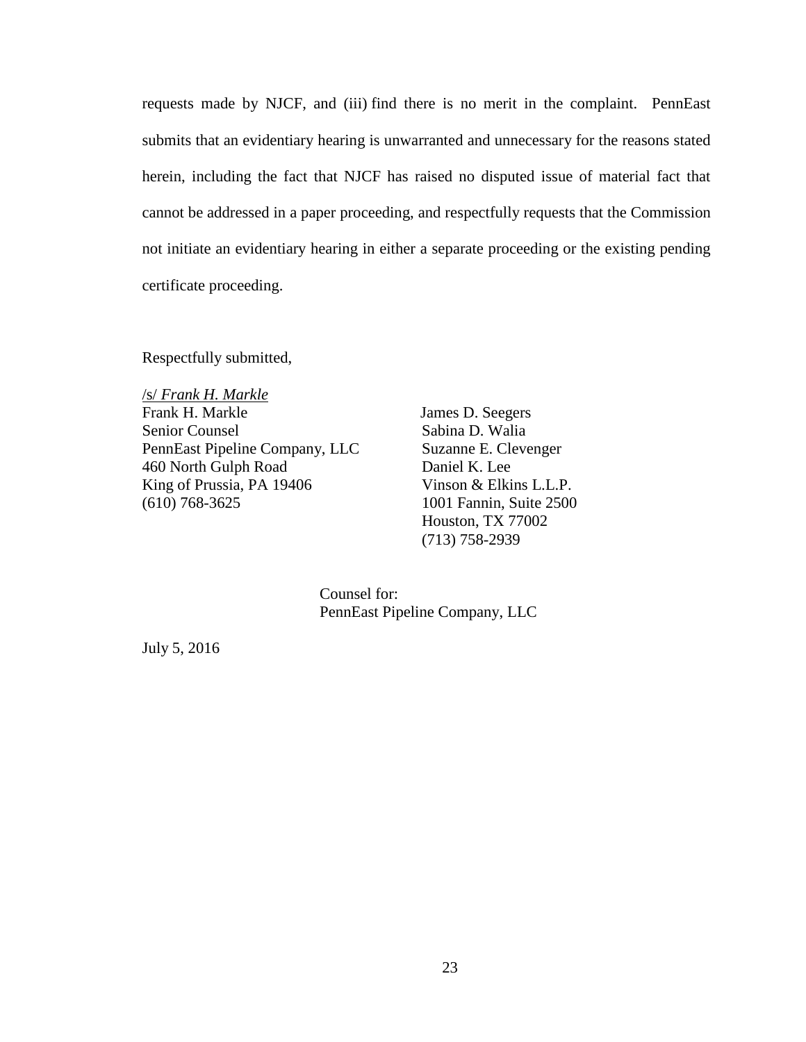requests made by NJCF, and (iii) find there is no merit in the complaint. PennEast submits that an evidentiary hearing is unwarranted and unnecessary for the reasons stated herein, including the fact that NJCF has raised no disputed issue of material fact that cannot be addressed in a paper proceeding, and respectfully requests that the Commission not initiate an evidentiary hearing in either a separate proceeding or the existing pending certificate proceeding.

Respectfully submitted,

/s/ *Frank H. Markle*
Frank H. Markle
Senior Counsel
PennEast Pipeline Company, LLC
460 North Gulph Road
King of Prussia, PA 19406
(610) 768-3625

James D. Seegers
Sabina D. Walia
Suzanne E. Clevenger
Daniel K. Lee
Vinson & Elkins L.L.P.
1001 Fannin, Suite 2500
Houston, TX 77002
(713) 758-2939

Counsel for:
PennEast Pipeline Company, LLC

July 5, 2016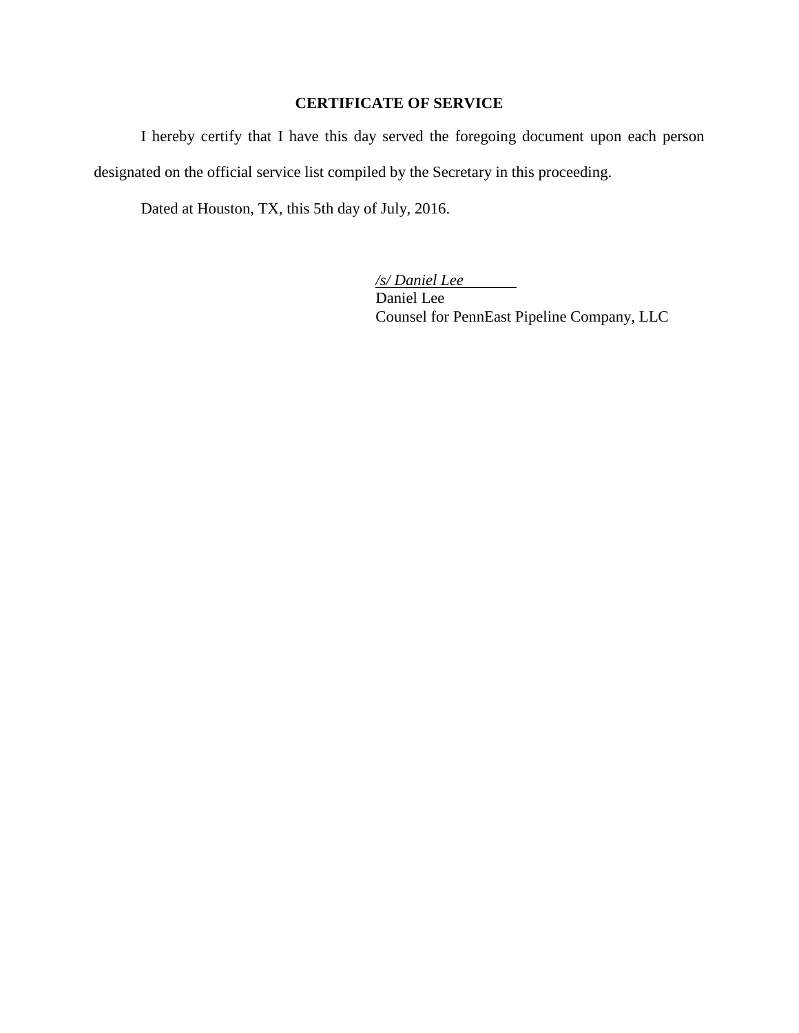## CERTIFICATE OF SERVICE

I hereby certify that I have this day served the foregoing document upon each person designated on the official service list compiled by the Secretary in this proceeding.

Dated at Houston, TX, this 5th day of July, 2016.

*/s/ Daniel Lee*
Daniel Lee
Counsel for PennEast Pipeline Company, LLC